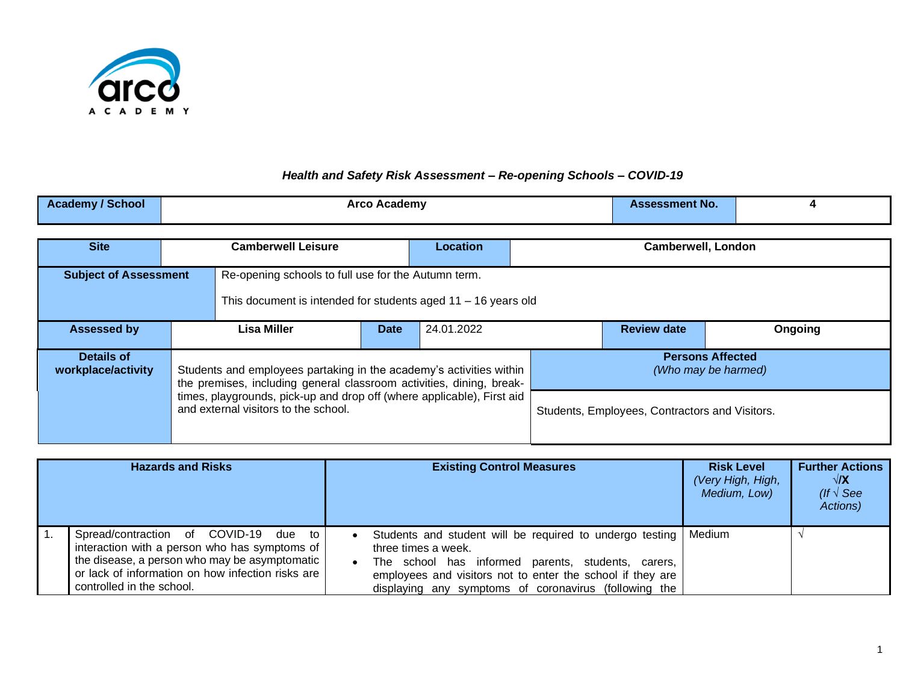## *Health and Safety Risk Assessment – Re-opening Schools – COVID-19*

| **Academy / School** | **Arco Academy** | **Assessment No.** | **4** |
|---|---|---|---|

| **Site** | **Camberwell Leisure** | **Location** | **Camberwell, London** |
|---|---|---|---|

| **Subject of Assessment** | Re-opening schools to full use for the Autumn term.<br><br>This document is intended for students aged 11 – 16 years old |
|---|---|

| **Assessed by** | **Lisa Miller** | **Date** | 24.01.2022 | **Review date** | **Ongoing** |
|---|---|---|---|---|---|

| **Details of workplace/activity** | Students and employees partaking in the academy's activities within the premises, including general classroom activities, dining, break-times, playgrounds, pick-up and drop off (where applicable), First aid and external visitors to the school. | **Persons Affected** *(Who may be harmed)*<br><br>Students, Employees, Contractors and Visitors. |
|---|---|---|

| | **Hazards and Risks** | **Existing Control Measures** | **Risk Level** *(Very High, High, Medium, Low)* | **Further Actions** **√/X** *(If √ See Actions)* |
|---|---|---|---|---|
| 1. | Spread/contraction of COVID-19 due to interaction with a person who has symptoms of the disease, a person who may be asymptomatic or lack of information on how infection risks are controlled in the school. | • Students and student will be required to undergo testing three times a week.<br>• The school has informed parents, students, carers, employees and visitors not to enter the school if they are displaying any symptoms of coronavirus (following the | Medium | √ |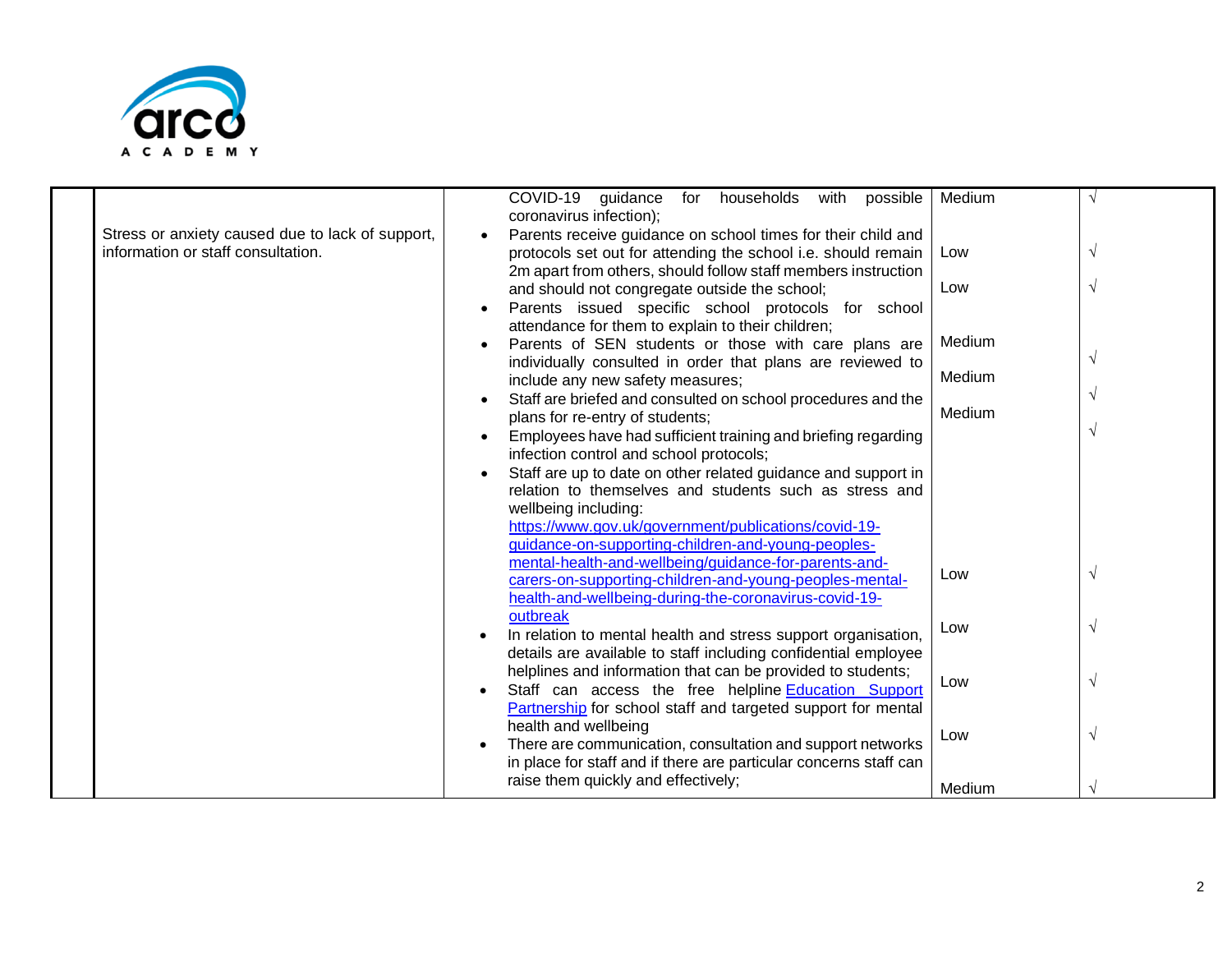| | | | | |
|---|---|---|---|---|
| | Stress or anxiety caused due to lack of support, information or staff consultation. | COVID-19 guidance for households with possible coronavirus infection); | Medium | √ |
| | | • Parents receive guidance on school times for their child and protocols set out for attending the school i.e. should remain 2m apart from others, should follow staff members instruction and should not congregate outside the school; | Low | √ |
| | | • Parents issued specific school protocols for school attendance for them to explain to their children; | Low | √ |
| | | • Parents of SEN students or those with care plans are individually consulted in order that plans are reviewed to include any new safety measures; | Medium | √ |
| | | • Staff are briefed and consulted on school procedures and the plans for re-entry of students; | Medium | √ |
| | | • Employees have had sufficient training and briefing regarding infection control and school protocols; | Medium | √ |
| | | • Staff are up to date on other related guidance and support in relation to themselves and students such as stress and wellbeing including: https://www.gov.uk/government/publications/covid-19-guidance-on-supporting-children-and-young-peoples-mental-health-and-wellbeing/guidance-for-parents-and-carers-on-supporting-children-and-young-peoples-mental-health-and-wellbeing-during-the-coronavirus-covid-19-outbreak | Low | √ |
| | | • In relation to mental health and stress support organisation, details are available to staff including confidential employee helplines and information that can be provided to students; | Low | √ |
| | | • Staff can access the free helpline Education Support Partnership for school staff and targeted support for mental health and wellbeing | Low | √ |
| | | • There are communication, consultation and support networks in place for staff and if there are particular concerns staff can raise them quickly and effectively; | Low | √ |
| | | | Medium | √ |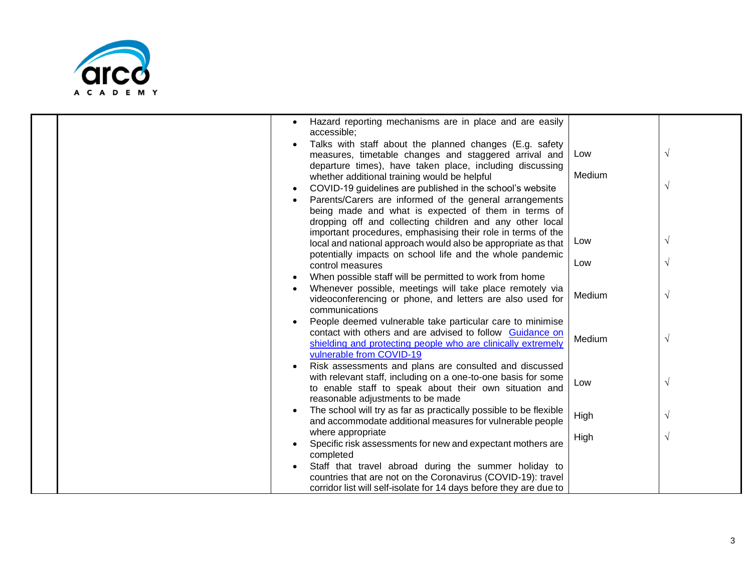| | | | | |
|---|---|---|---|---|
| | | • Hazard reporting mechanisms are in place and are easily accessible;<br>• Talks with staff about the planned changes (E.g. safety measures, timetable changes and staggered arrival and departure times), have taken place, including discussing whether additional training would be helpful<br>• COVID-19 guidelines are published in the school's website<br>• Parents/Carers are informed of the general arrangements being made and what is expected of them in terms of dropping off and collecting children and any other local important procedures, emphasising their role in terms of the local and national approach would also be appropriate as that potentially impacts on school life and the whole pandemic control measures<br>• When possible staff will be permitted to work from home<br>• Whenever possible, meetings will take place remotely via videoconferencing or phone, and letters are also used for communications<br>• People deemed vulnerable take particular care to minimise contact with others and are advised to follow [Guidance on shielding and protecting people who are clinically extremely vulnerable from COVID-19]<br>• Risk assessments and plans are consulted and discussed with relevant staff, including on a one-to-one basis for some to enable staff to speak about their own situation and reasonable adjustments to be made<br>• The school will try as far as practically possible to be flexible and accommodate additional measures for vulnerable people where appropriate<br>• Specific risk assessments for new and expectant mothers are completed<br>• Staff that travel abroad during the summer holiday to countries that are not on the Coronavirus (COVID-19): travel corridor list will self-isolate for 14 days before they are due to | Low<br>Medium<br>Low<br>Low<br>Medium<br>Medium<br>Low<br>High<br>High | √<br>√<br>√<br>√<br>√<br>√<br>√<br>√<br>√ |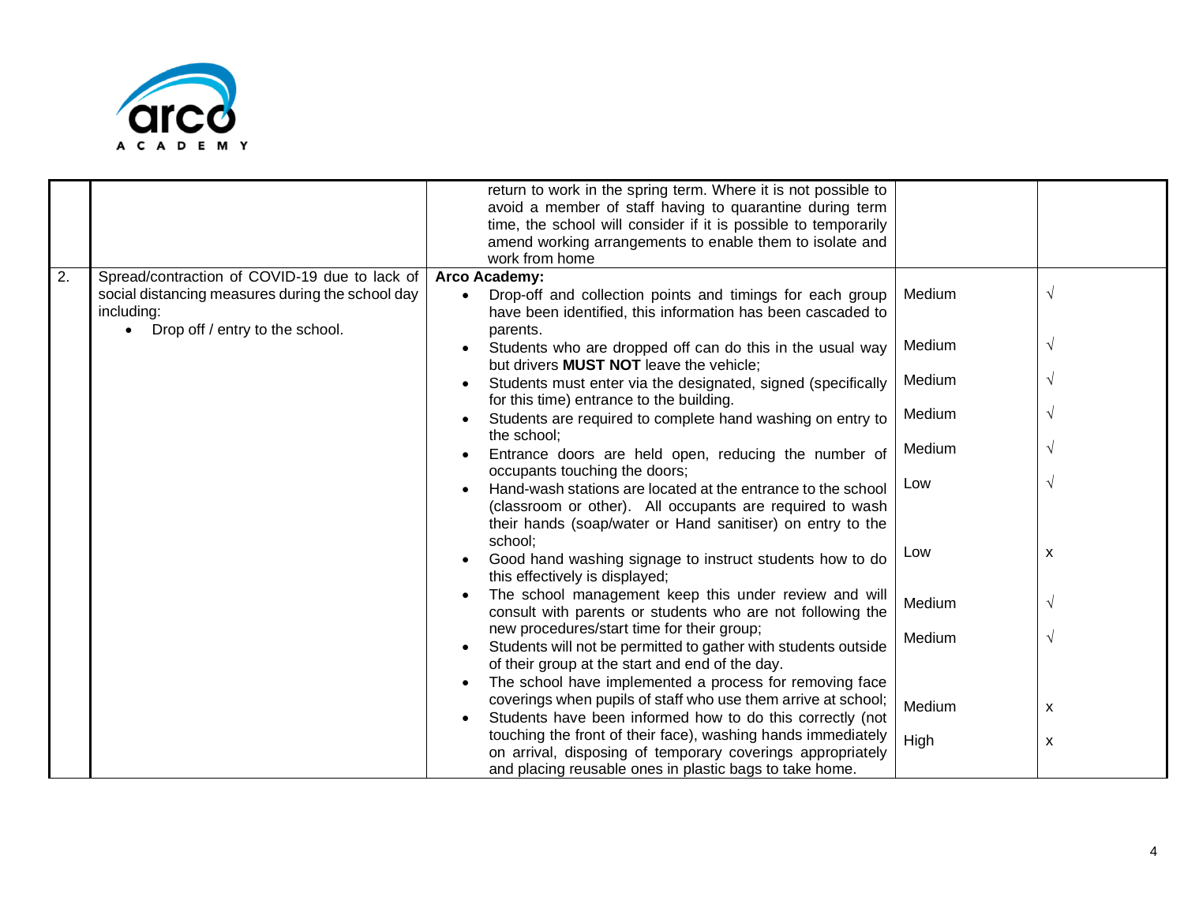| | | | | |
|---|---|---|---|---|
| | | return to work in the spring term. Where it is not possible to avoid a member of staff having to quarantine during term time, the school will consider if it is possible to temporarily amend working arrangements to enable them to isolate and work from home | | |
| 2. | Spread/contraction of COVID-19 due to lack of social distancing measures during the school day including:<br>• Drop off / entry to the school. | **Arco Academy:**<br>• Drop-off and collection points and timings for each group have been identified, this information has been cascaded to parents.<br>• Students who are dropped off can do this in the usual way but drivers **MUST NOT** leave the vehicle;<br>• Students must enter via the designated, signed (specifically for this time) entrance to the building.<br>• Students are required to complete hand washing on entry to the school;<br>• Entrance doors are held open, reducing the number of occupants touching the doors;<br>• Hand-wash stations are located at the entrance to the school (classroom or other). All occupants are required to wash their hands (soap/water or Hand sanitiser) on entry to the school;<br>• Good hand washing signage to instruct students how to do this effectively is displayed;<br>• The school management keep this under review and will consult with parents or students who are not following the new procedures/start time for their group;<br>• Students will not be permitted to gather with students outside of their group at the start and end of the day.<br>• The school have implemented a process for removing face coverings when pupils of staff who use them arrive at school;<br>• Students have been informed how to do this correctly (not touching the front of their face), washing hands immediately on arrival, disposing of temporary coverings appropriately and placing reusable ones in plastic bags to take home. | Medium<br>Medium<br>Medium<br>Medium<br>Medium<br>Low<br>Low<br>Medium<br>Medium<br>Medium<br>High | √<br>√<br>√<br>√<br>√<br>√<br>x<br>√<br>√<br>x<br>x |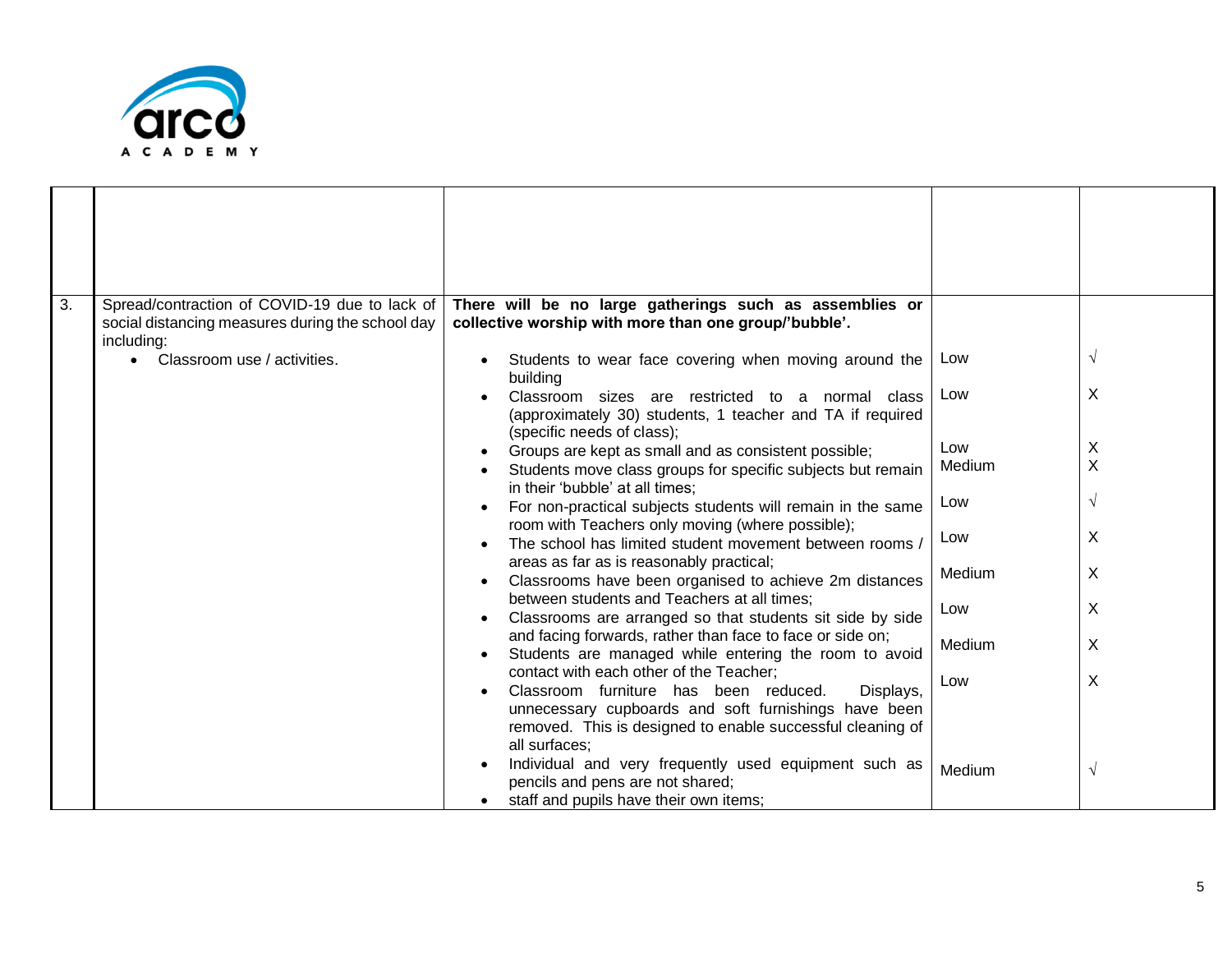| | | | | |
|---|---|---|---|---|
| | | | | |
| 3. | Spread/contraction of COVID-19 due to lack of social distancing measures during the school day including:<br>• Classroom use / activities. | **There will be no large gatherings such as assemblies or collective worship with more than one group/'bubble'.**<br>• Students to wear face covering when moving around the building<br>• Classroom sizes are restricted to a normal class (approximately 30) students, 1 teacher and TA if required (specific needs of class);<br>• Groups are kept as small and as consistent possible;<br>• Students move class groups for specific subjects but remain in their 'bubble' at all times;<br>• For non-practical subjects students will remain in the same room with Teachers only moving (where possible);<br>• The school has limited student movement between rooms / areas as far as is reasonably practical;<br>• Classrooms have been organised to achieve 2m distances between students and Teachers at all times;<br>• Classrooms are arranged so that students sit side by side and facing forwards, rather than face to face or side on;<br>• Students are managed while entering the room to avoid contact with each other of the Teacher;<br>• Classroom furniture has been reduced. Displays, unnecessary cupboards and soft furnishings have been removed. This is designed to enable successful cleaning of all surfaces;<br>• Individual and very frequently used equipment such as pencils and pens are not shared;<br>• staff and pupils have their own items; | Low<br>Low<br>Low<br>Medium<br>Low<br>Low<br>Medium<br>Low<br>Medium<br>Low<br>Medium | √<br>X<br>X<br>X<br>√<br>X<br>X<br>X<br>X<br>X<br>√ |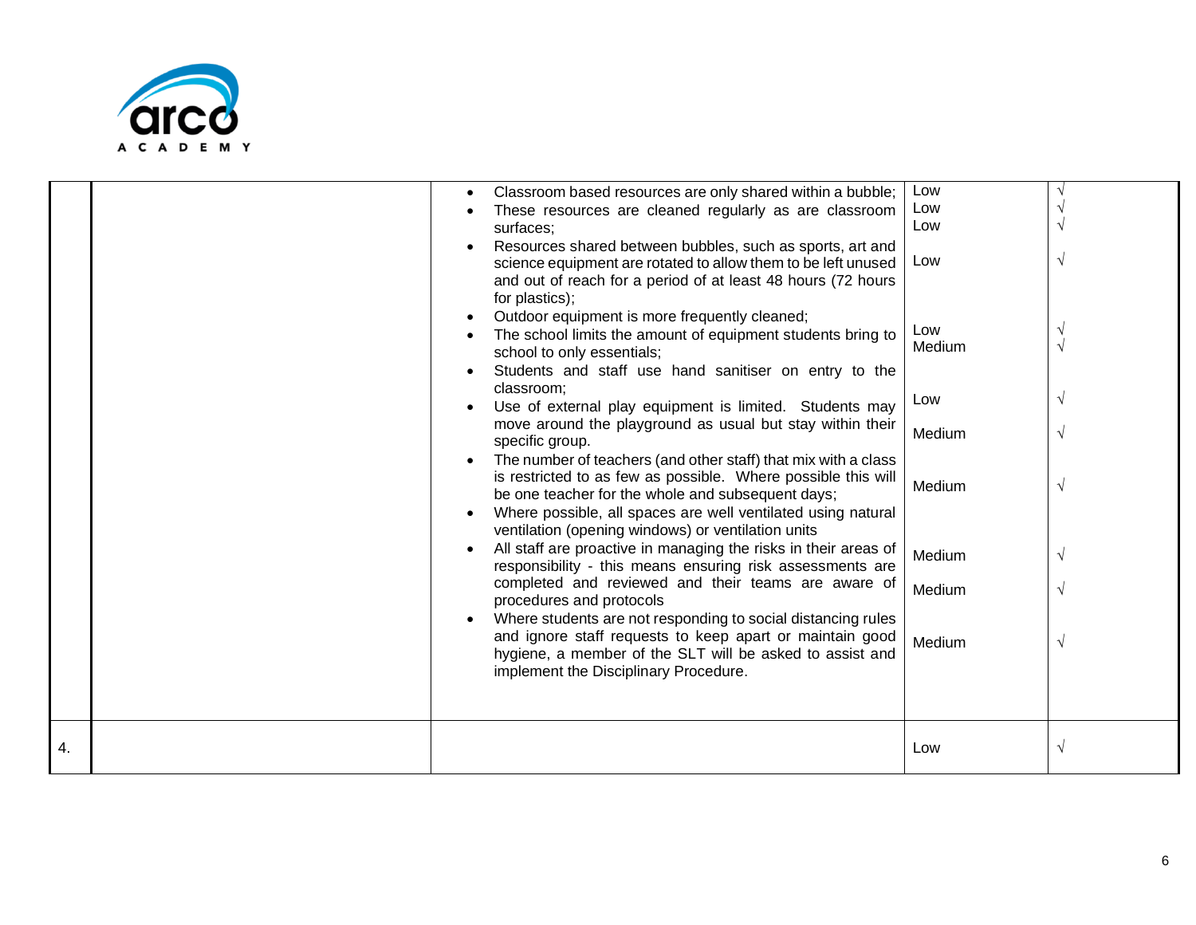| | | | | |
|---|---|---|---|---|
| | | • Classroom based resources are only shared within a bubble;<br>• These resources are cleaned regularly as are classroom surfaces;<br>• Resources shared between bubbles, such as sports, art and science equipment are rotated to allow them to be left unused and out of reach for a period of at least 48 hours (72 hours for plastics);<br>• Outdoor equipment is more frequently cleaned;<br>• The school limits the amount of equipment students bring to school to only essentials;<br>• Students and staff use hand sanitiser on entry to the classroom;<br>• Use of external play equipment is limited. Students may move around the playground as usual but stay within their specific group.<br>• The number of teachers (and other staff) that mix with a class is restricted to as few as possible. Where possible this will be one teacher for the whole and subsequent days;<br>• Where possible, all spaces are well ventilated using natural ventilation (opening windows) or ventilation units<br>• All staff are proactive in managing the risks in their areas of responsibility - this means ensuring risk assessments are completed and reviewed and their teams are aware of procedures and protocols<br>• Where students are not responding to social distancing rules and ignore staff requests to keep apart or maintain good hygiene, a member of the SLT will be asked to assist and implement the Disciplinary Procedure. | Low<br>Low<br>Low<br>Low<br>Low<br>Medium<br>Low<br>Medium<br>Medium<br>Medium<br>Medium<br>Medium | √<br>√<br>√<br>√<br>√<br>√<br>√<br>√<br>√<br>√<br>√<br>√ |
| 4. | | | Low | √ |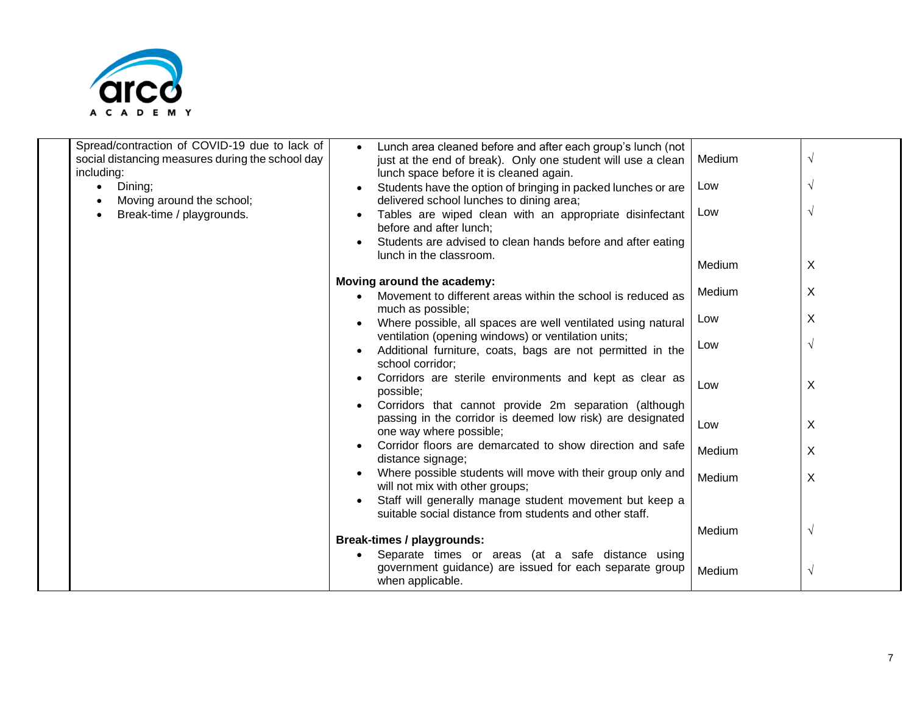| | Hazard | Control measures | Risk level | |
|---|---|---|---|---|
| | Spread/contraction of COVID-19 due to lack of social distancing measures during the school day including:<br>• Dining;<br>• Moving around the school;<br>• Break-time / playgrounds. | • Lunch area cleaned before and after each group's lunch (not just at the end of break). Only one student will use a clean lunch space before it is cleaned again. | Medium | √ |
| | | • Students have the option of bringing in packed lunches or are delivered school lunches to dining area; | Low | √ |
| | | • Tables are wiped clean with an appropriate disinfectant before and after lunch; | Low | √ |
| | | • Students are advised to clean hands before and after eating lunch in the classroom. | Medium | X |
| | | **Moving around the academy:** | | |
| | | • Movement to different areas within the school is reduced as much as possible; | Medium | X |
| | | • Where possible, all spaces are well ventilated using natural ventilation (opening windows) or ventilation units; | Low | X |
| | | • Additional furniture, coats, bags are not permitted in the school corridor; | Low | √ |
| | | • Corridors are sterile environments and kept as clear as possible; | Low | X |
| | | • Corridors that cannot provide 2m separation (although passing in the corridor is deemed low risk) are designated one way where possible; | Low | X |
| | | • Corridor floors are demarcated to show direction and safe distance signage; | Medium | X |
| | | • Where possible students will move with their group only and will not mix with other groups; | Medium | X |
| | | • Staff will generally manage student movement but keep a suitable social distance from students and other staff. | Medium | √ |
| | | **Break-times / playgrounds:** | | |
| | | • Separate times or areas (at a safe distance using government guidance) are issued for each separate group when applicable. | Medium | √ |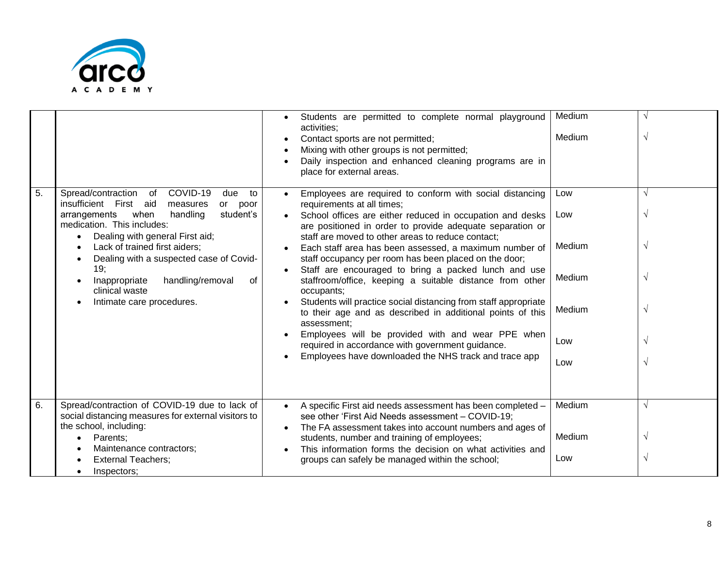| | | | | |
|---|---|---|---|---|
| | | • Students are permitted to complete normal playground activities;<br>• Contact sports are not permitted;<br>• Mixing with other groups is not permitted;<br>• Daily inspection and enhanced cleaning programs are in place for external areas. | Medium<br><br>Medium | √<br><br>√ |
| 5. | Spread/contraction of COVID-19 due to insufficient First aid measures or poor arrangements when handling student's medication. This includes:<br>• Dealing with general First aid;<br>• Lack of trained first aiders;<br>• Dealing with a suspected case of Covid-19;<br>• Inappropriate handling/removal of clinical waste<br>• Intimate care procedures. | • Employees are required to conform with social distancing requirements at all times;<br>• School offices are either reduced in occupation and desks are positioned in order to provide adequate separation or staff are moved to other areas to reduce contact;<br>• Each staff area has been assessed, a maximum number of staff occupancy per room has been placed on the door;<br>• Staff are encouraged to bring a packed lunch and use staffroom/office, keeping a suitable distance from other occupants;<br>• Students will practice social distancing from staff appropriate to their age and as described in additional points of this assessment;<br>• Employees will be provided with and wear PPE when required in accordance with government guidance.<br>• Employees have downloaded the NHS track and trace app | Low<br><br>Low<br><br>Medium<br><br>Medium<br><br>Medium<br><br>Low<br><br>Low | √<br><br>√<br><br>√<br><br>√<br><br>√<br><br>√<br><br>√ |
| 6. | Spread/contraction of COVID-19 due to lack of social distancing measures for external visitors to the school, including:<br>• Parents;<br>• Maintenance contractors;<br>• External Teachers;<br>• Inspectors; | • A specific First aid needs assessment has been completed – see other 'First Aid Needs assessment – COVID-19;<br>• The FA assessment takes into account numbers and ages of students, number and training of employees;<br>• This information forms the decision on what activities and groups can safely be managed within the school; | Medium<br><br>Medium<br><br>Low | √<br><br>√<br><br>√ |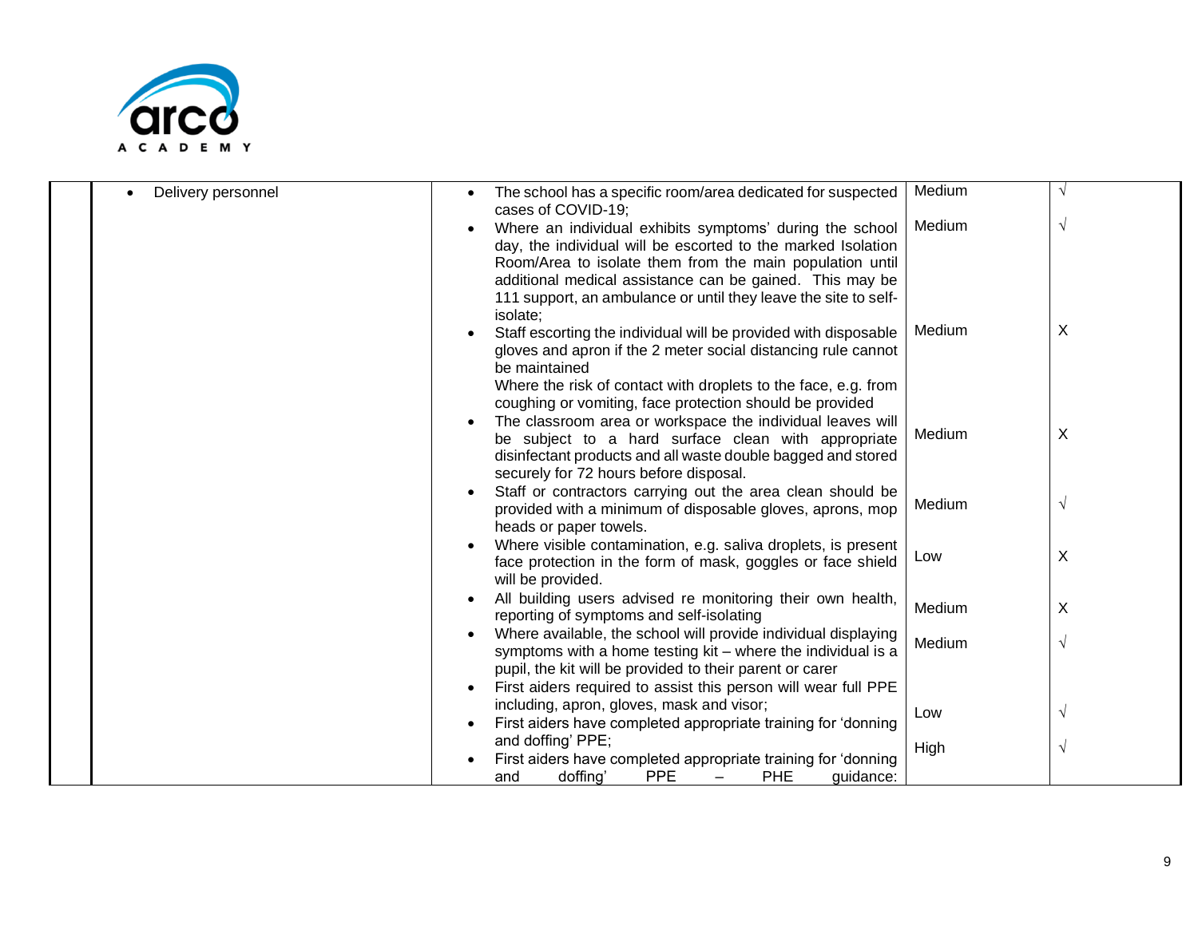| | | | | |
|---|---|---|---|---|
| | • Delivery personnel | • The school has a specific room/area dedicated for suspected cases of COVID-19; | Medium | √ |
| | | • Where an individual exhibits symptoms' during the school day, the individual will be escorted to the marked Isolation Room/Area to isolate them from the main population until additional medical assistance can be gained. This may be 111 support, an ambulance or until they leave the site to self-isolate; | Medium | √ |
| | | • Staff escorting the individual will be provided with disposable gloves and apron if the 2 meter social distancing rule cannot be maintained<br>Where the risk of contact with droplets to the face, e.g. from coughing or vomiting, face protection should be provided | Medium | X |
| | | • The classroom area or workspace the individual leaves will be subject to a hard surface clean with appropriate disinfectant products and all waste double bagged and stored securely for 72 hours before disposal. | Medium | X |
| | | • Staff or contractors carrying out the area clean should be provided with a minimum of disposable gloves, aprons, mop heads or paper towels. | Medium | √ |
| | | • Where visible contamination, e.g. saliva droplets, is present face protection in the form of mask, goggles or face shield will be provided. | Low | X |
| | | • All building users advised re monitoring their own health, reporting of symptoms and self-isolating | Medium | X |
| | | • Where available, the school will provide individual displaying symptoms with a home testing kit – where the individual is a pupil, the kit will be provided to their parent or carer | Medium | √ |
| | | • First aiders required to assist this person will wear full PPE including, apron, gloves, mask and visor; | Low | √ |
| | | • First aiders have completed appropriate training for 'donning and doffing' PPE; | High | √ |
| | | • First aiders have completed appropriate training for 'donning and doffing' PPE – PHE guidance: | | |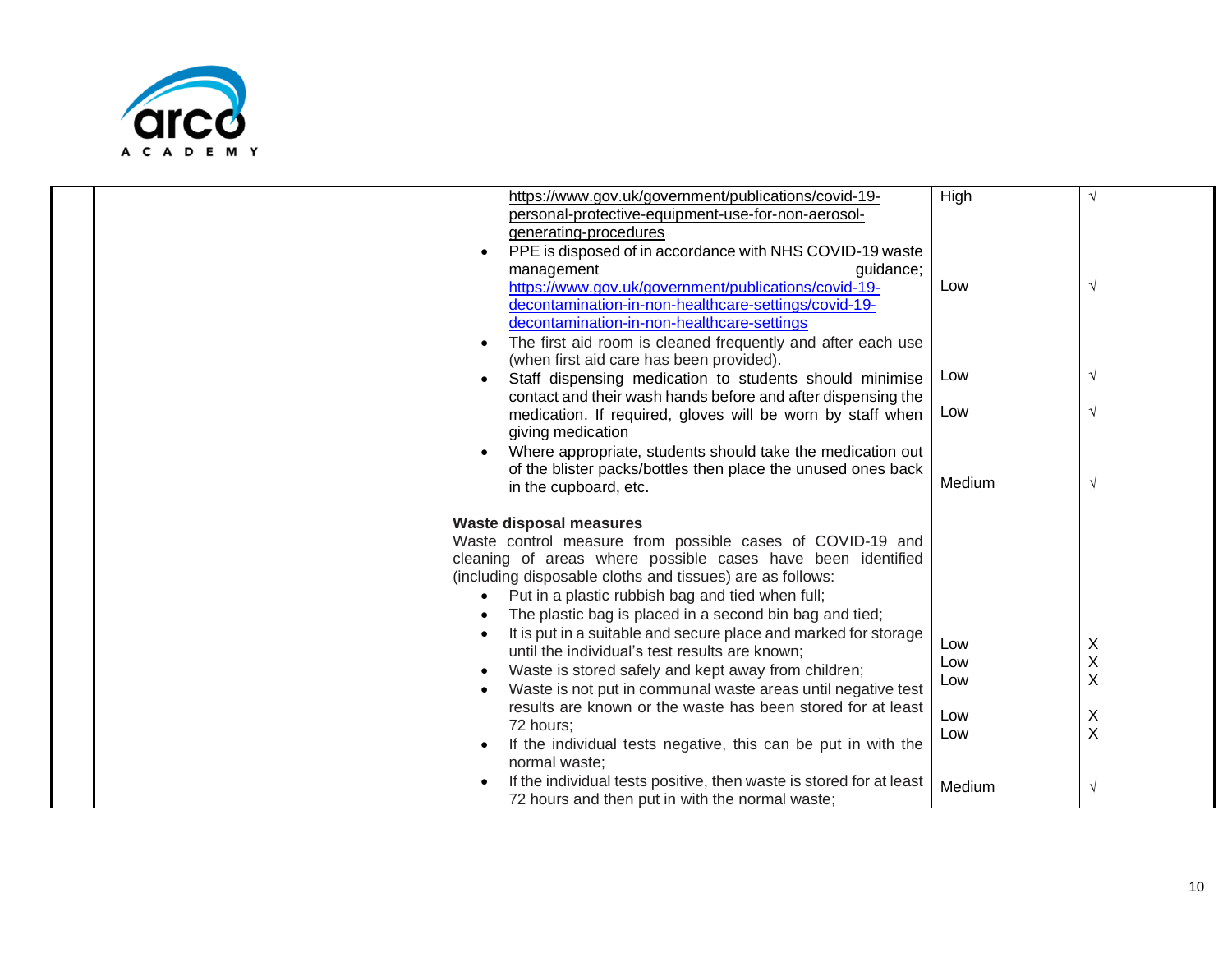| | | | | |
|---|---|---|---|---|
| | | https://www.gov.uk/government/publications/covid-19-personal-protective-equipment-use-for-non-aerosol-generating-procedures<br>• PPE is disposed of in accordance with NHS COVID-19 waste management guidance; https://www.gov.uk/government/publications/covid-19-decontamination-in-non-healthcare-settings/covid-19-decontamination-in-non-healthcare-settings<br>• The first aid room is cleaned frequently and after each use (when first aid care has been provided).<br>• Staff dispensing medication to students should minimise contact and their wash hands before and after dispensing the medication. If required, gloves will be worn by staff when giving medication<br>• Where appropriate, students should take the medication out of the blister packs/bottles then place the unused ones back in the cupboard, etc. | High<br><br>Low<br><br>Low<br><br>Low<br><br>Medium | √<br><br>√<br><br>√<br><br>√<br><br>√ |
| | | **Waste disposal measures**<br>Waste control measure from possible cases of COVID-19 and cleaning of areas where possible cases have been identified (including disposable cloths and tissues) are as follows:<br>• Put in a plastic rubbish bag and tied when full;<br>• The plastic bag is placed in a second bin bag and tied;<br>• It is put in a suitable and secure place and marked for storage until the individual's test results are known;<br>• Waste is stored safely and kept away from children;<br>• Waste is not put in communal waste areas until negative test results are known or the waste has been stored for at least 72 hours;<br>• If the individual tests negative, this can be put in with the normal waste;<br>• If the individual tests positive, then waste is stored for at least 72 hours and then put in with the normal waste; | Low<br>Low<br>Low<br><br>Low<br>Low<br><br>Medium | X<br>X<br>X<br><br>X<br>X<br><br>√ |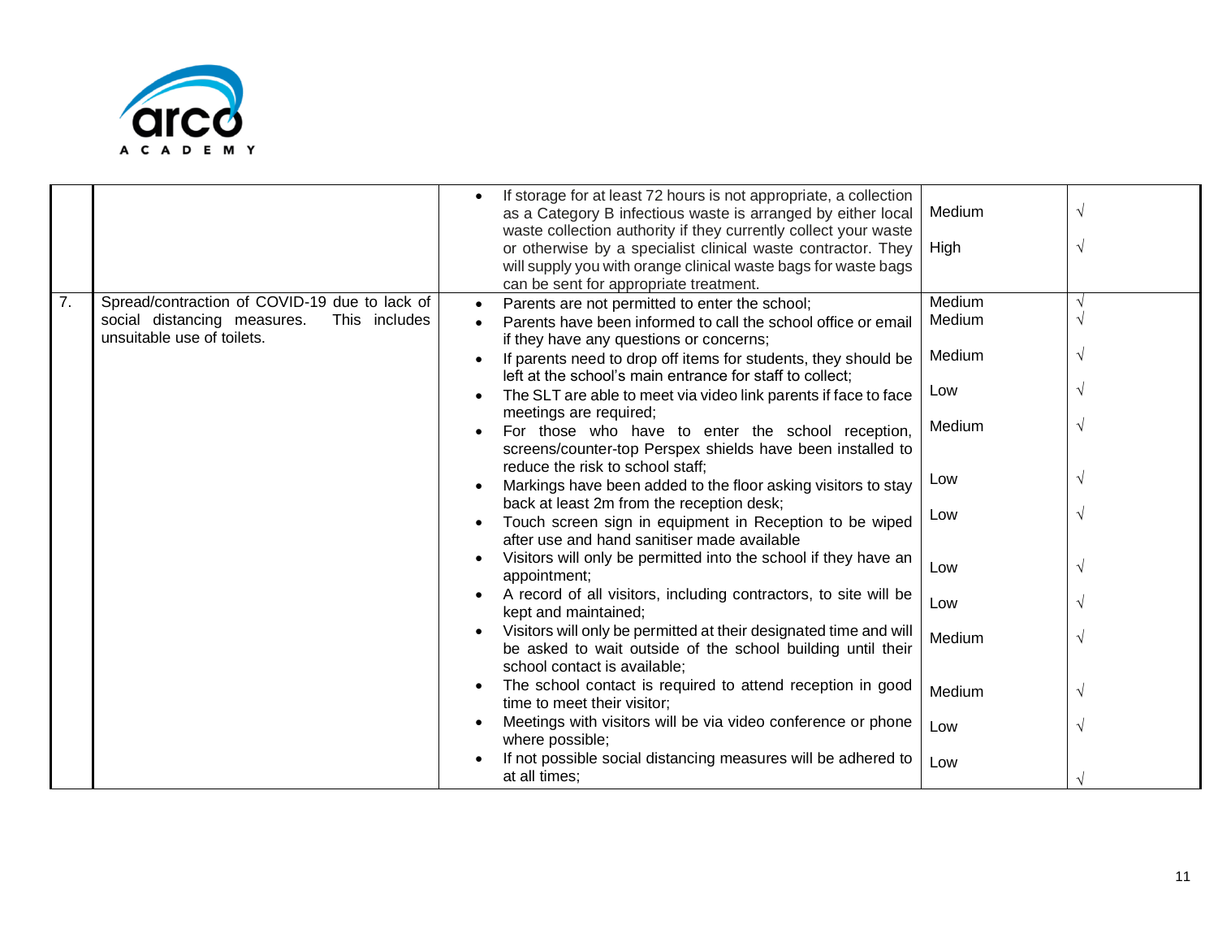| | | | | |
|---|---|---|---|---|
| | | • If storage for at least 72 hours is not appropriate, a collection as a Category B infectious waste is arranged by either local waste collection authority if they currently collect your waste or otherwise by a specialist clinical waste contractor. They will supply you with orange clinical waste bags for waste bags can be sent for appropriate treatment. | Medium<br>High | √<br>√ |
| 7. | Spread/contraction of COVID-19 due to lack of social distancing measures. This includes unsuitable use of toilets. | • Parents are not permitted to enter the school; | Medium | √ |
| | | • Parents have been informed to call the school office or email if they have any questions or concerns; | Medium | √ |
| | | • If parents need to drop off items for students, they should be left at the school's main entrance for staff to collect; | Medium | √ |
| | | • The SLT are able to meet via video link parents if face to face meetings are required; | Low | √ |
| | | • For those who have to enter the school reception, screens/counter-top Perspex shields have been installed to reduce the risk to school staff; | Medium | √ |
| | | • Markings have been added to the floor asking visitors to stay back at least 2m from the reception desk; | Low | √ |
| | | • Touch screen sign in equipment in Reception to be wiped after use and hand sanitiser made available | Low | √ |
| | | • Visitors will only be permitted into the school if they have an appointment; | Low | √ |
| | | • A record of all visitors, including contractors, to site will be kept and maintained; | Low | √ |
| | | • Visitors will only be permitted at their designated time and will be asked to wait outside of the school building until their school contact is available; | Medium | √ |
| | | • The school contact is required to attend reception in good time to meet their visitor; | Medium | √ |
| | | • Meetings with visitors will be via video conference or phone where possible; | Low | √ |
| | | • If not possible social distancing measures will be adhered to at all times; | Low | √ |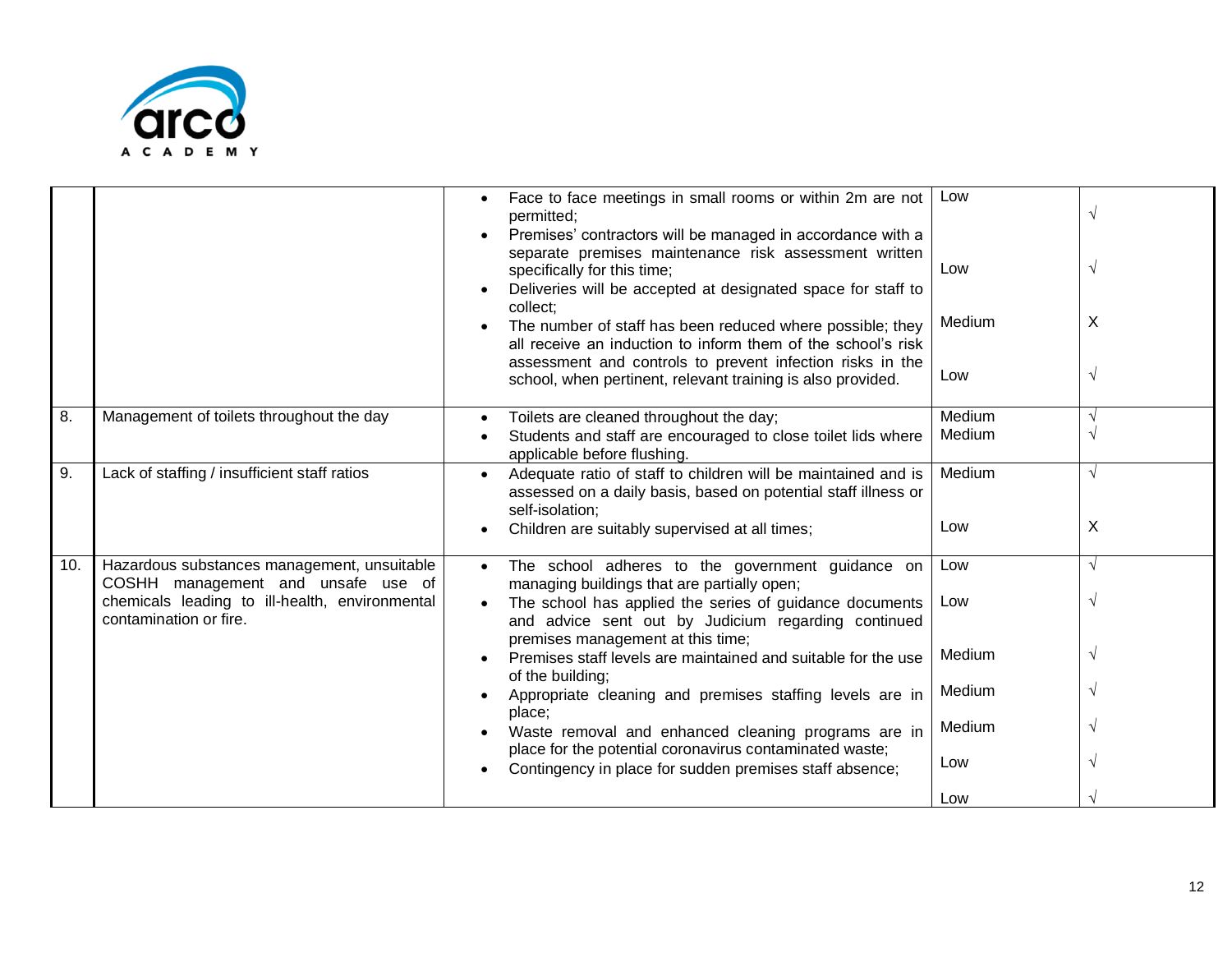| | | | | |
|---|---|---|---|---|
| | | • Face to face meetings in small rooms or within 2m are not permitted;<br>• Premises' contractors will be managed in accordance with a separate premises maintenance risk assessment written specifically for this time;<br>• Deliveries will be accepted at designated space for staff to collect;<br>• The number of staff has been reduced where possible; they all receive an induction to inform them of the school's risk assessment and controls to prevent infection risks in the school, when pertinent, relevant training is also provided. | Low<br>Low<br>Medium<br>Low | √<br>√<br>X<br>√ |
| 8. | Management of toilets throughout the day | • Toilets are cleaned throughout the day;<br>• Students and staff are encouraged to close toilet lids where applicable before flushing. | Medium<br>Medium | √<br>√ |
| 9. | Lack of staffing / insufficient staff ratios | • Adequate ratio of staff to children will be maintained and is assessed on a daily basis, based on potential staff illness or self-isolation;<br>• Children are suitably supervised at all times; | Medium<br>Low | √<br>X |
| 10. | Hazardous substances management, unsuitable COSHH management and unsafe use of chemicals leading to ill-health, environmental contamination or fire. | • The school adheres to the government guidance on managing buildings that are partially open;<br>• The school has applied the series of guidance documents and advice sent out by Judicium regarding continued premises management at this time;<br>• Premises staff levels are maintained and suitable for the use of the building;<br>• Appropriate cleaning and premises staffing levels are in place;<br>• Waste removal and enhanced cleaning programs are in place for the potential coronavirus contaminated waste;<br>• Contingency in place for sudden premises staff absence; | Low<br>Low<br>Medium<br>Medium<br>Medium<br>Low<br>Low | √<br>√<br>√<br>√<br>√<br>√<br>√ |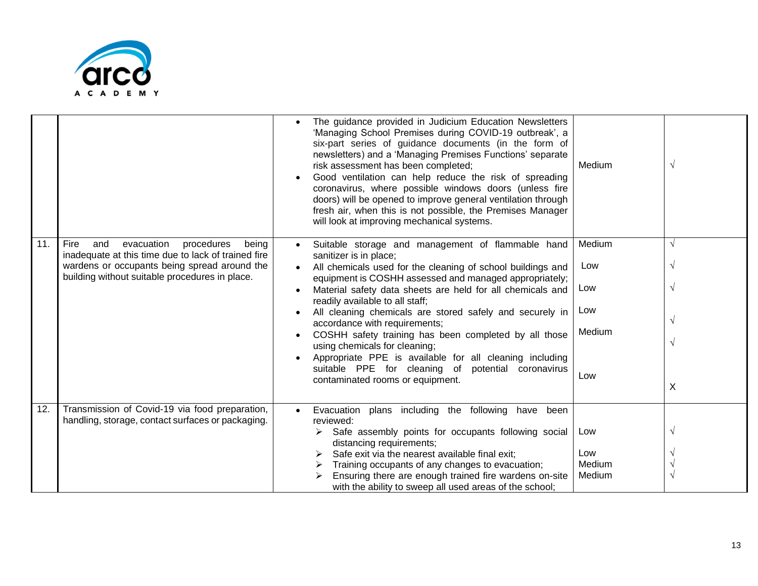| | | | | |
|---|---|---|---|---|
| | | • The guidance provided in Judicium Education Newsletters 'Managing School Premises during COVID-19 outbreak', a six-part series of guidance documents (in the form of newsletters) and a 'Managing Premises Functions' separate risk assessment has been completed;<br>• Good ventilation can help reduce the risk of spreading coronavirus, where possible windows doors (unless fire doors) will be opened to improve general ventilation through fresh air, when this is not possible, the Premises Manager will look at improving mechanical systems. | Medium | √ |
| 11. | Fire and evacuation procedures being inadequate at this time due to lack of trained fire wardens or occupants being spread around the building without suitable procedures in place. | • Suitable storage and management of flammable hand sanitizer is in place;<br>• All chemicals used for the cleaning of school buildings and equipment is COSHH assessed and managed appropriately;<br>• Material safety data sheets are held for all chemicals and readily available to all staff;<br>• All cleaning chemicals are stored safely and securely in accordance with requirements;<br>• COSHH safety training has been completed by all those using chemicals for cleaning;<br>• Appropriate PPE is available for all cleaning including suitable PPE for cleaning of potential coronavirus contaminated rooms or equipment. | Medium<br>Low<br>Low<br>Low<br>Medium<br>Low | √<br>√<br>√<br>√<br>√<br>X |
| 12. | Transmission of Covid-19 via food preparation, handling, storage, contact surfaces or packaging. | • Evacuation plans including the following have been reviewed:<br>➢ Safe assembly points for occupants following social distancing requirements;<br>➢ Safe exit via the nearest available final exit;<br>➢ Training occupants of any changes to evacuation;<br>➢ Ensuring there are enough trained fire wardens on-site with the ability to sweep all used areas of the school; | Low<br>Low<br>Medium<br>Medium | √<br>√<br>√<br>√ |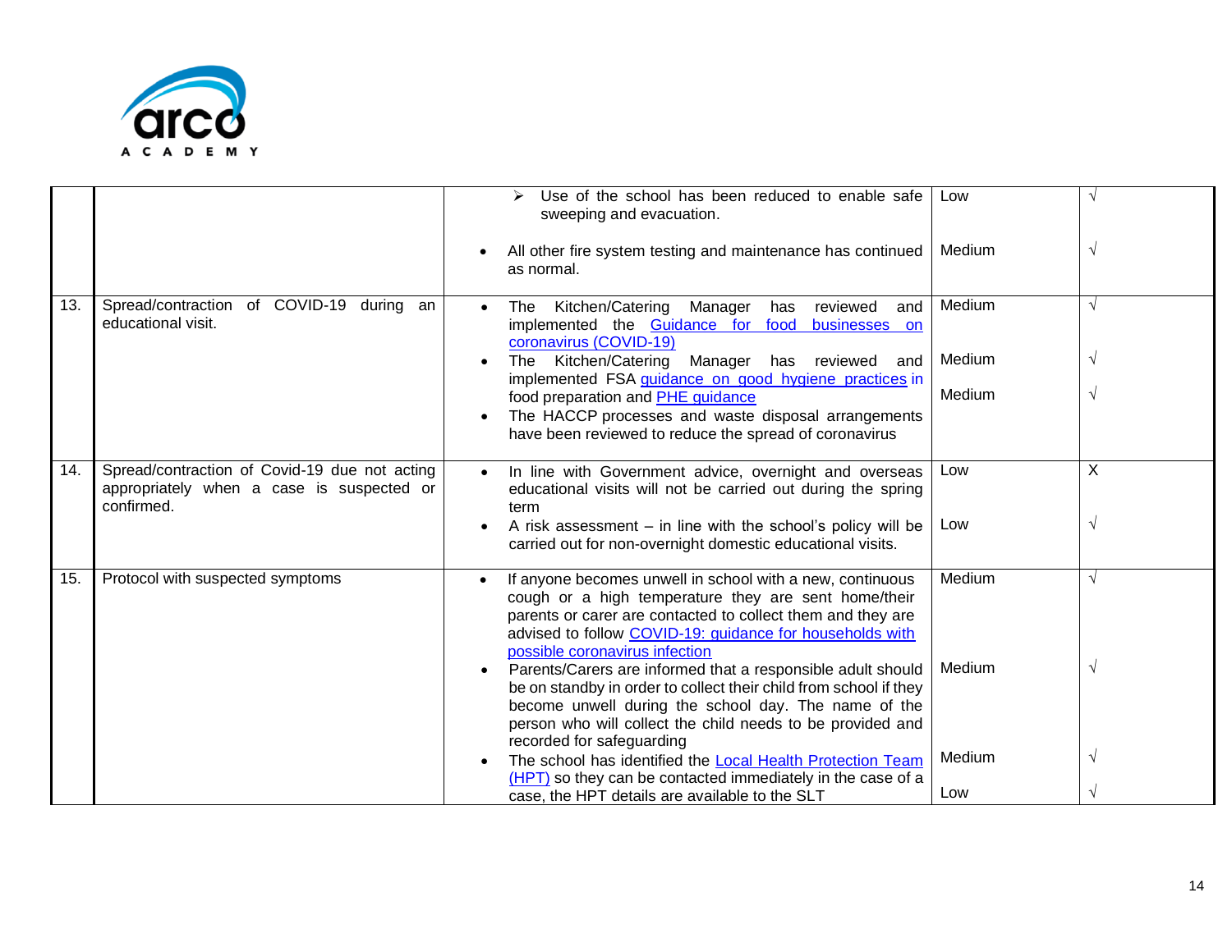| | | | | |
|---|---|---|---|---|
| | | ➢ Use of the school has been reduced to enable safe sweeping and evacuation.<br><br>• All other fire system testing and maintenance has continued as normal. | Low<br><br>Medium | √<br><br>√ |
| 13. | Spread/contraction of COVID-19 during an educational visit. | • The Kitchen/Catering Manager has reviewed and implemented the [Guidance for food businesses on coronavirus (COVID-19)]<br>• The Kitchen/Catering Manager has reviewed and implemented FSA [guidance on good hygiene practices] in food preparation and [PHE guidance]<br>• The HACCP processes and waste disposal arrangements have been reviewed to reduce the spread of coronavirus | Medium<br><br>Medium<br><br>Medium | √<br><br>√<br><br>√ |
| 14. | Spread/contraction of Covid-19 due not acting appropriately when a case is suspected or confirmed. | • In line with Government advice, overnight and overseas educational visits will not be carried out during the spring term<br>• A risk assessment – in line with the school's policy will be carried out for non-overnight domestic educational visits. | Low<br><br>Low | X<br><br>√ |
| 15. | Protocol with suspected symptoms | • If anyone becomes unwell in school with a new, continuous cough or a high temperature they are sent home/their parents or carer are contacted to collect them and they are advised to follow [COVID-19: guidance for households with possible coronavirus infection]<br>• Parents/Carers are informed that a responsible adult should be on standby in order to collect their child from school if they become unwell during the school day. The name of the person who will collect the child needs to be provided and recorded for safeguarding<br>• The school has identified the [Local Health Protection Team (HPT)] so they can be contacted immediately in the case of a case, the HPT details are available to the SLT | Medium<br><br>Medium<br><br>Medium<br><br>Low | √<br><br>√<br><br>√<br><br>√ |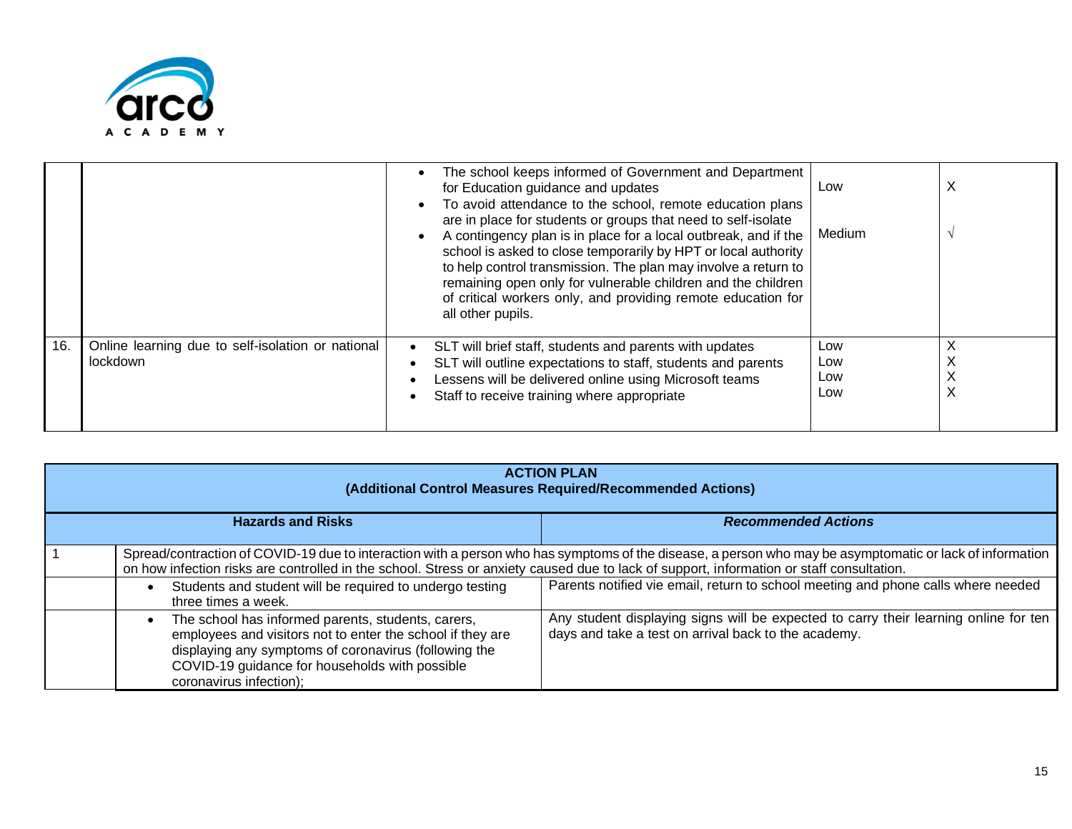| | | | | |
|---|---|---|---|---|
| | | • The school keeps informed of Government and Department for Education guidance and updates<br>• To avoid attendance to the school, remote education plans are in place for students or groups that need to self-isolate<br>• A contingency plan is in place for a local outbreak, and if the school is asked to close temporarily by HPT or local authority to help control transmission. The plan may involve a return to remaining open only for vulnerable children and the children of critical workers only, and providing remote education for all other pupils. | Low<br><br>Medium | X<br><br>√ |
| 16. | Online learning due to self-isolation or national lockdown | • SLT will brief staff, students and parents with updates<br>• SLT will outline expectations to staff, students and parents<br>• Lessens will be delivered online using Microsoft teams<br>• Staff to receive training where appropriate | Low<br>Low<br>Low<br>Low | X<br>X<br>X<br>X |

| ACTION PLAN<br>(Additional Control Measures Required/Recommended Actions) | | |
|---|---|---|
| **Hazards and Risks** | | ***Recommended Actions*** |
| 1 | Spread/contraction of COVID-19 due to interaction with a person who has symptoms of the disease, a person who may be asymptomatic or lack of information on how infection risks are controlled in the school. Stress or anxiety caused due to lack of support, information or staff consultation. | |
| | • Students and student will be required to undergo testing three times a week. | Parents notified vie email, return to school meeting and phone calls where needed |
| | • The school has informed parents, students, carers, employees and visitors not to enter the school if they are displaying any symptoms of coronavirus (following the COVID-19 guidance for households with possible coronavirus infection); | Any student displaying signs will be expected to carry their learning online for ten days and take a test on arrival back to the academy. |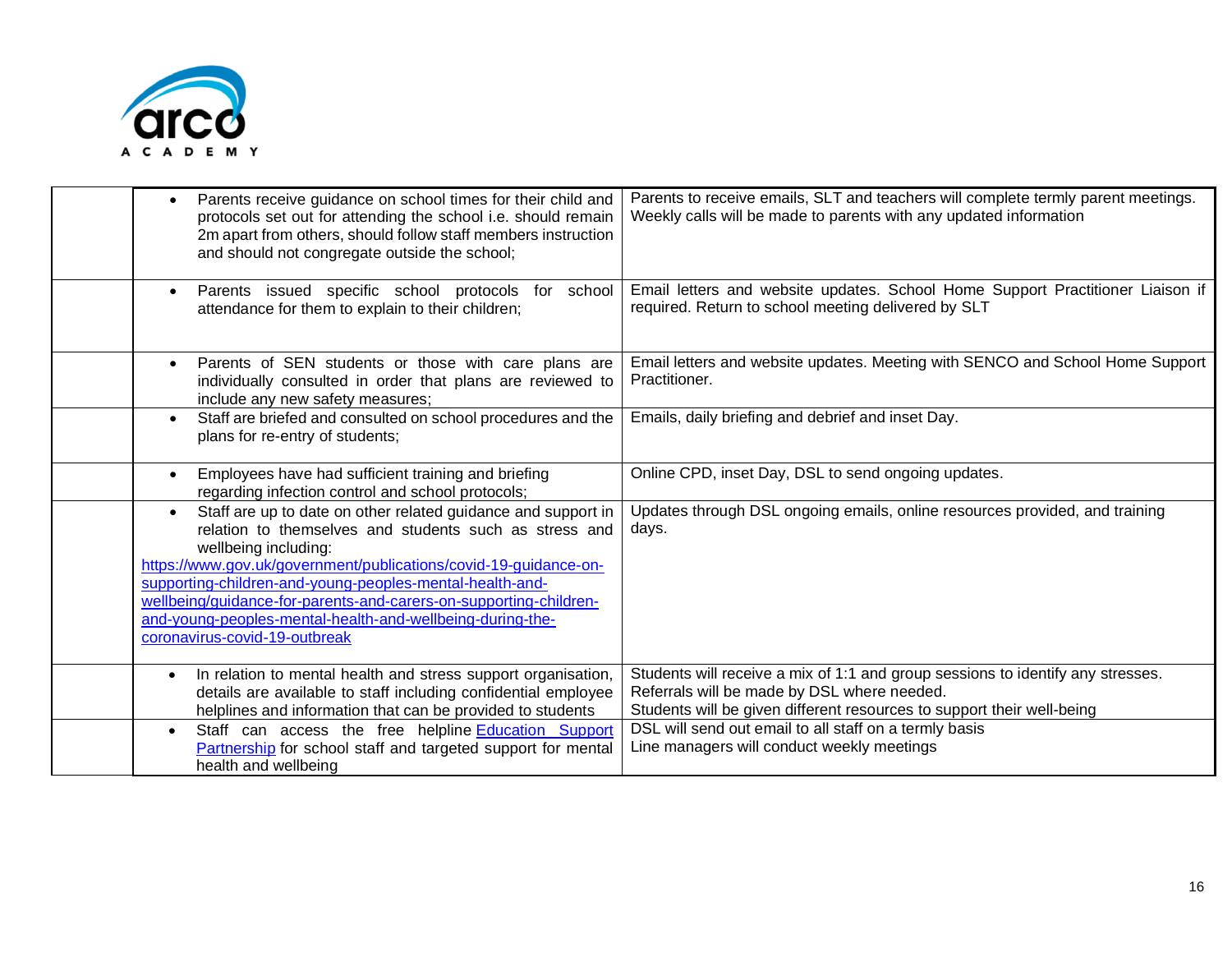| | | |
|---|---|---|
| | • Parents receive guidance on school times for their child and protocols set out for attending the school i.e. should remain 2m apart from others, should follow staff members instruction and should not congregate outside the school; | Parents to receive emails, SLT and teachers will complete termly parent meetings. Weekly calls will be made to parents with any updated information |
| | • Parents issued specific school protocols for school attendance for them to explain to their children; | Email letters and website updates. School Home Support Practitioner Liaison if required. Return to school meeting delivered by SLT |
| | • Parents of SEN students or those with care plans are individually consulted in order that plans are reviewed to include any new safety measures; | Email letters and website updates. Meeting with SENCO and School Home Support Practitioner. |
| | • Staff are briefed and consulted on school procedures and the plans for re-entry of students; | Emails, daily briefing and debrief and inset Day. |
| | • Employees have had sufficient training and briefing regarding infection control and school protocols; | Online CPD, inset Day, DSL to send ongoing updates. |
| | • Staff are up to date on other related guidance and support in relation to themselves and students such as stress and wellbeing including: [https://www.gov.uk/government/publications/covid-19-guidance-on-supporting-children-and-young-peoples-mental-health-and-wellbeing/guidance-for-parents-and-carers-on-supporting-children-and-young-peoples-mental-health-and-wellbeing-during-the-coronavirus-covid-19-outbreak](https://www.gov.uk/government/publications/covid-19-guidance-on-supporting-children-and-young-peoples-mental-health-and-wellbeing/guidance-for-parents-and-carers-on-supporting-children-and-young-peoples-mental-health-and-wellbeing-during-the-coronavirus-covid-19-outbreak) | Updates through DSL ongoing emails, online resources provided, and training days. |
| | • In relation to mental health and stress support organisation, details are available to staff including confidential employee helplines and information that can be provided to students | Students will receive a mix of 1:1 and group sessions to identify any stresses. Referrals will be made by DSL where needed. Students will be given different resources to support their well-being |
| | • Staff can access the free helpline Education Support Partnership for school staff and targeted support for mental health and wellbeing | DSL will send out email to all staff on a termly basis Line managers will conduct weekly meetings |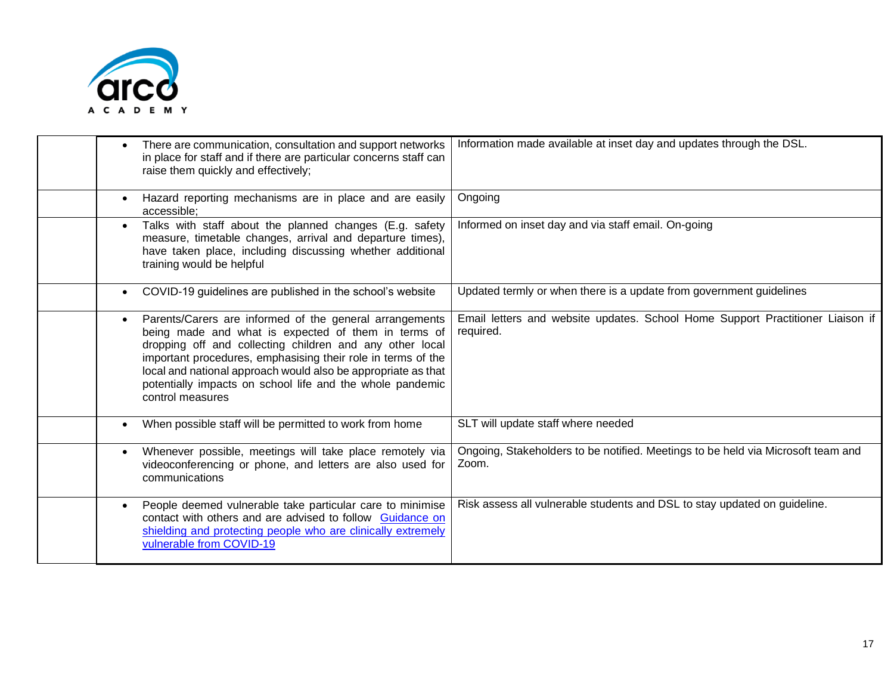| | | |
|---|---|---|
| | • There are communication, consultation and support networks in place for staff and if there are particular concerns staff can raise them quickly and effectively; | Information made available at inset day and updates through the DSL. |
| | • Hazard reporting mechanisms are in place and are easily accessible; | Ongoing |
| | • Talks with staff about the planned changes (E.g. safety measure, timetable changes, arrival and departure times), have taken place, including discussing whether additional training would be helpful | Informed on inset day and via staff email. On-going |
| | • COVID-19 guidelines are published in the school's website | Updated termly or when there is a update from government guidelines |
| | • Parents/Carers are informed of the general arrangements being made and what is expected of them in terms of dropping off and collecting children and any other local important procedures, emphasising their role in terms of the local and national approach would also be appropriate as that potentially impacts on school life and the whole pandemic control measures | Email letters and website updates. School Home Support Practitioner Liaison if required. |
| | • When possible staff will be permitted to work from home | SLT will update staff where needed |
| | • Whenever possible, meetings will take place remotely via videoconferencing or phone, and letters are also used for communications | Ongoing, Stakeholders to be notified. Meetings to be held via Microsoft team and Zoom. |
| | • People deemed vulnerable take particular care to minimise contact with others and are advised to follow Guidance on shielding and protecting people who are clinically extremely vulnerable from COVID-19 | Risk assess all vulnerable students and DSL to stay updated on guideline. |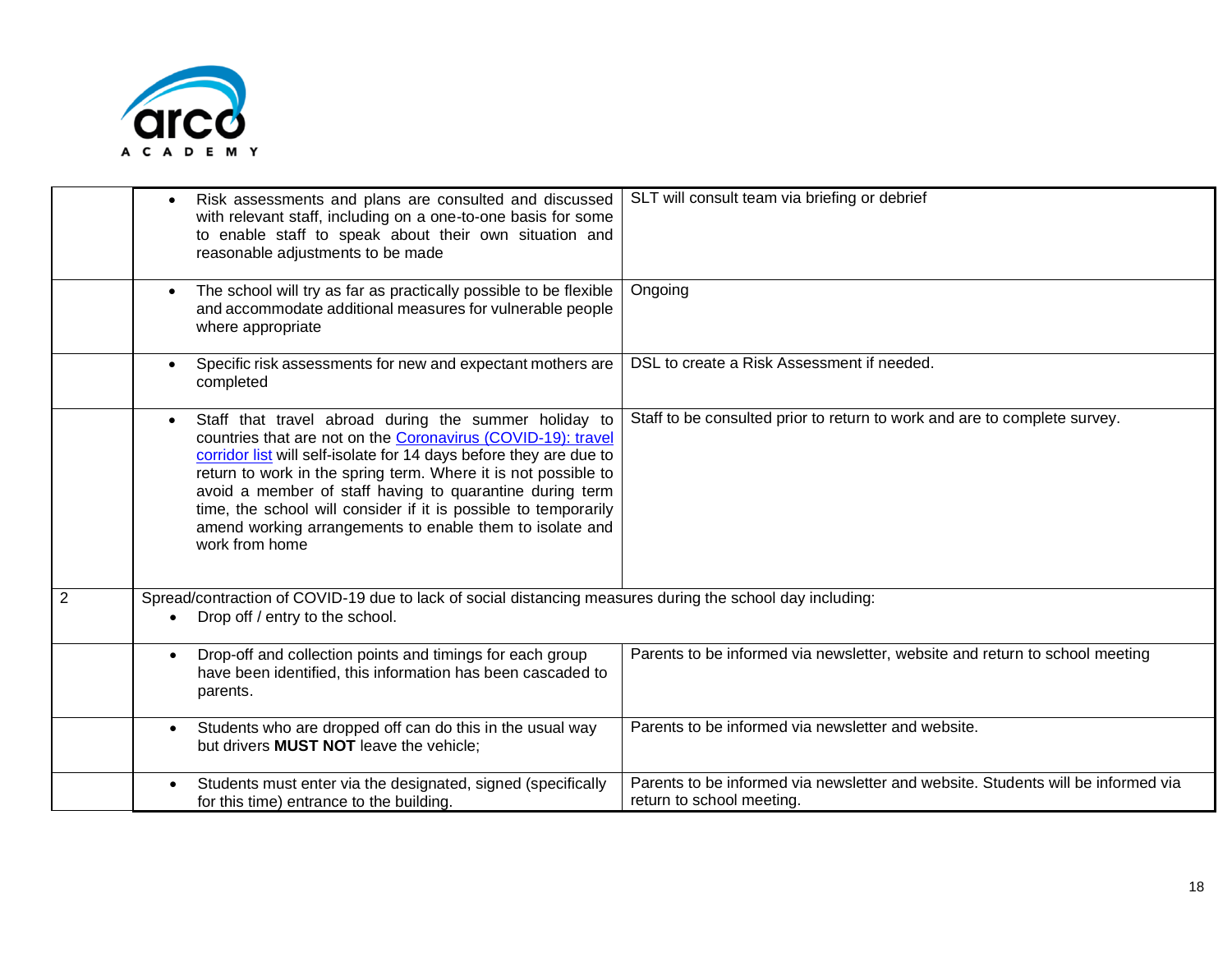| | | |
|---|---|---|
| | • Risk assessments and plans are consulted and discussed with relevant staff, including on a one-to-one basis for some to enable staff to speak about their own situation and reasonable adjustments to be made | SLT will consult team via briefing or debrief |
| | • The school will try as far as practically possible to be flexible and accommodate additional measures for vulnerable people where appropriate | Ongoing |
| | • Specific risk assessments for new and expectant mothers are completed | DSL to create a Risk Assessment if needed. |
| | • Staff that travel abroad during the summer holiday to countries that are not on the [Coronavirus (COVID-19): travel corridor list]() will self-isolate for 14 days before they are due to return to work in the spring term. Where it is not possible to avoid a member of staff having to quarantine during term time, the school will consider if it is possible to temporarily amend working arrangements to enable them to isolate and work from home | Staff to be consulted prior to return to work and are to complete survey. |
| 2 | Spread/contraction of COVID-19 due to lack of social distancing measures during the school day including:<br>• Drop off / entry to the school. | |
| | • Drop-off and collection points and timings for each group have been identified, this information has been cascaded to parents. | Parents to be informed via newsletter, website and return to school meeting |
| | • Students who are dropped off can do this in the usual way but drivers **MUST NOT** leave the vehicle; | Parents to be informed via newsletter and website. |
| | • Students must enter via the designated, signed (specifically for this time) entrance to the building. | Parents to be informed via newsletter and website. Students will be informed via return to school meeting. |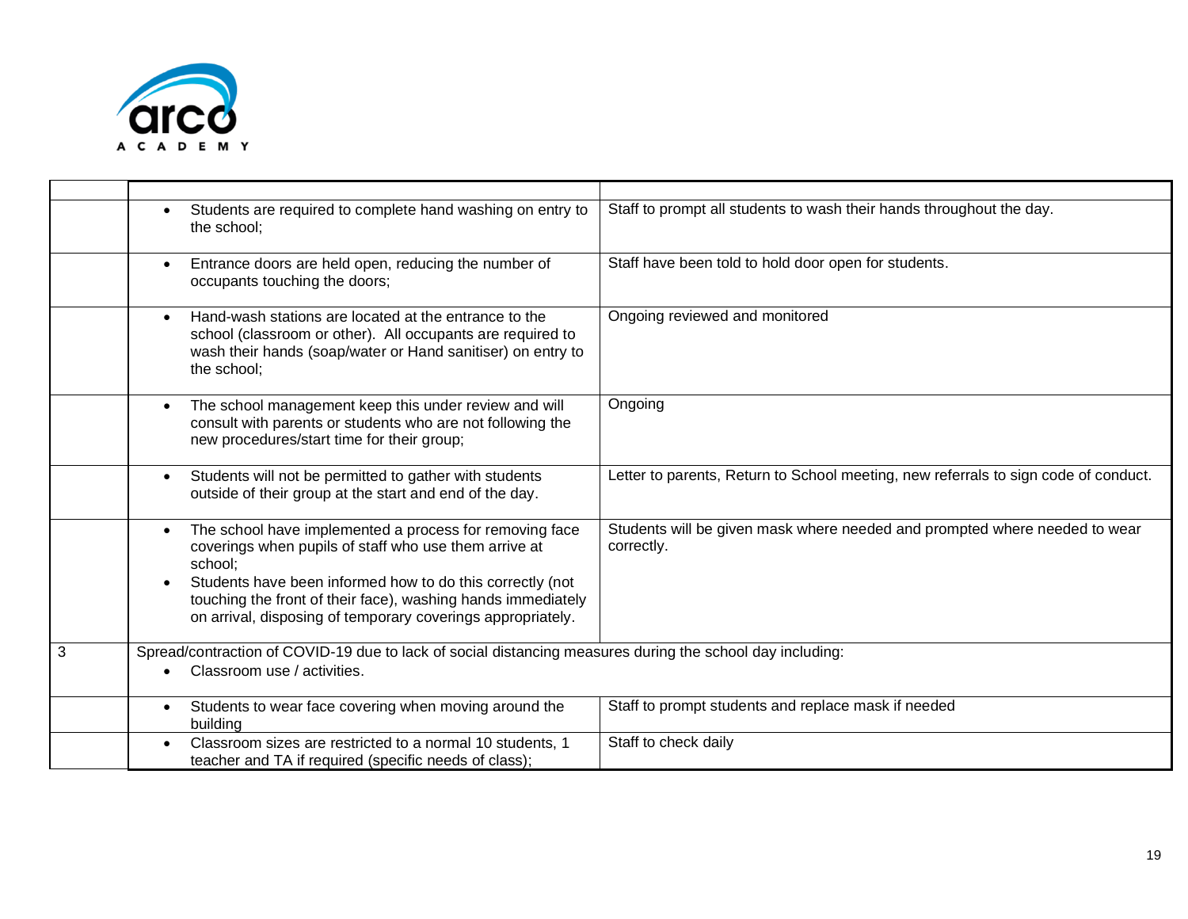| | | |
|---|---|---|
| | • Students are required to complete hand washing on entry to the school; | Staff to prompt all students to wash their hands throughout the day. |
| | • Entrance doors are held open, reducing the number of occupants touching the doors; | Staff have been told to hold door open for students. |
| | • Hand-wash stations are located at the entrance to the school (classroom or other). All occupants are required to wash their hands (soap/water or Hand sanitiser) on entry to the school; | Ongoing reviewed and monitored |
| | • The school management keep this under review and will consult with parents or students who are not following the new procedures/start time for their group; | Ongoing |
| | • Students will not be permitted to gather with students outside of their group at the start and end of the day. | Letter to parents, Return to School meeting, new referrals to sign code of conduct. |
| | • The school have implemented a process for removing face coverings when pupils of staff who use them arrive at school;<br>• Students have been informed how to do this correctly (not touching the front of their face), washing hands immediately on arrival, disposing of temporary coverings appropriately. | Students will be given mask where needed and prompted where needed to wear correctly. |
| 3 | Spread/contraction of COVID-19 due to lack of social distancing measures during the school day including:<br>• Classroom use / activities. | |
| | • Students to wear face covering when moving around the building | Staff to prompt students and replace mask if needed |
| | • Classroom sizes are restricted to a normal 10 students, 1 teacher and TA if required (specific needs of class); | Staff to check daily |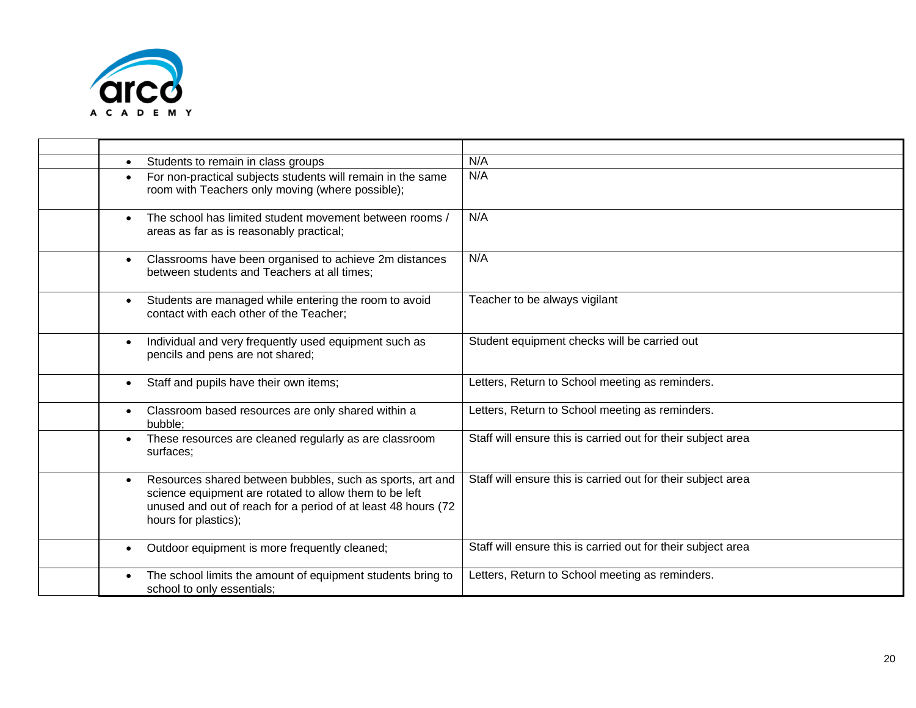| | | |
|---|---|---|
| | • Students to remain in class groups | N/A |
| | • For non-practical subjects students will remain in the same room with Teachers only moving (where possible); | N/A |
| | • The school has limited student movement between rooms / areas as far as is reasonably practical; | N/A |
| | • Classrooms have been organised to achieve 2m distances between students and Teachers at all times; | N/A |
| | • Students are managed while entering the room to avoid contact with each other of the Teacher; | Teacher to be always vigilant |
| | • Individual and very frequently used equipment such as pencils and pens are not shared; | Student equipment checks will be carried out |
| | • Staff and pupils have their own items; | Letters, Return to School meeting as reminders. |
| | • Classroom based resources are only shared within a bubble; | Letters, Return to School meeting as reminders. |
| | • These resources are cleaned regularly as are classroom surfaces; | Staff will ensure this is carried out for their subject area |
| | • Resources shared between bubbles, such as sports, art and science equipment are rotated to allow them to be left unused and out of reach for a period of at least 48 hours (72 hours for plastics); | Staff will ensure this is carried out for their subject area |
| | • Outdoor equipment is more frequently cleaned; | Staff will ensure this is carried out for their subject area |
| | • The school limits the amount of equipment students bring to school to only essentials; | Letters, Return to School meeting as reminders. |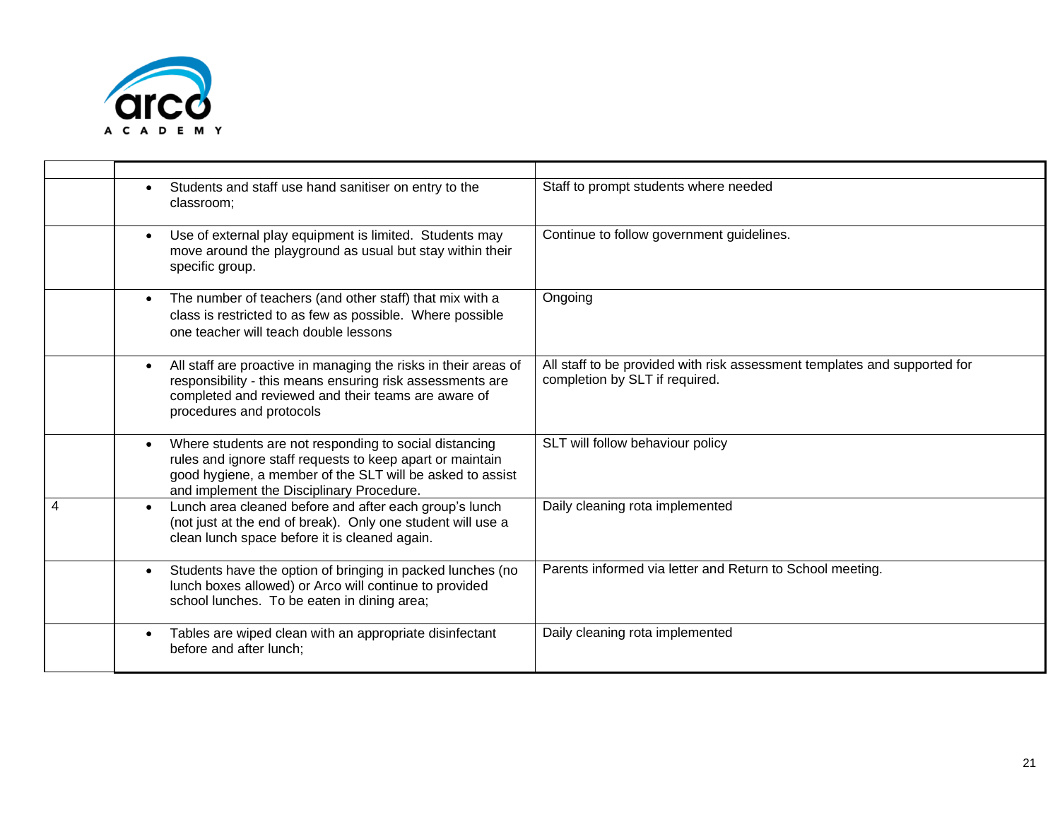| | | |
|---|---|---|
| | • Students and staff use hand sanitiser on entry to the classroom; | Staff to prompt students where needed |
| | • Use of external play equipment is limited. Students may move around the playground as usual but stay within their specific group. | Continue to follow government guidelines. |
| | • The number of teachers (and other staff) that mix with a class is restricted to as few as possible. Where possible one teacher will teach double lessons | Ongoing |
| | • All staff are proactive in managing the risks in their areas of responsibility - this means ensuring risk assessments are completed and reviewed and their teams are aware of procedures and protocols | All staff to be provided with risk assessment templates and supported for completion by SLT if required. |
| | • Where students are not responding to social distancing rules and ignore staff requests to keep apart or maintain good hygiene, a member of the SLT will be asked to assist and implement the Disciplinary Procedure. | SLT will follow behaviour policy |
| 4 | • Lunch area cleaned before and after each group's lunch (not just at the end of break). Only one student will use a clean lunch space before it is cleaned again. | Daily cleaning rota implemented |
| | • Students have the option of bringing in packed lunches (no lunch boxes allowed) or Arco will continue to provided school lunches. To be eaten in dining area; | Parents informed via letter and Return to School meeting. |
| | • Tables are wiped clean with an appropriate disinfectant before and after lunch; | Daily cleaning rota implemented |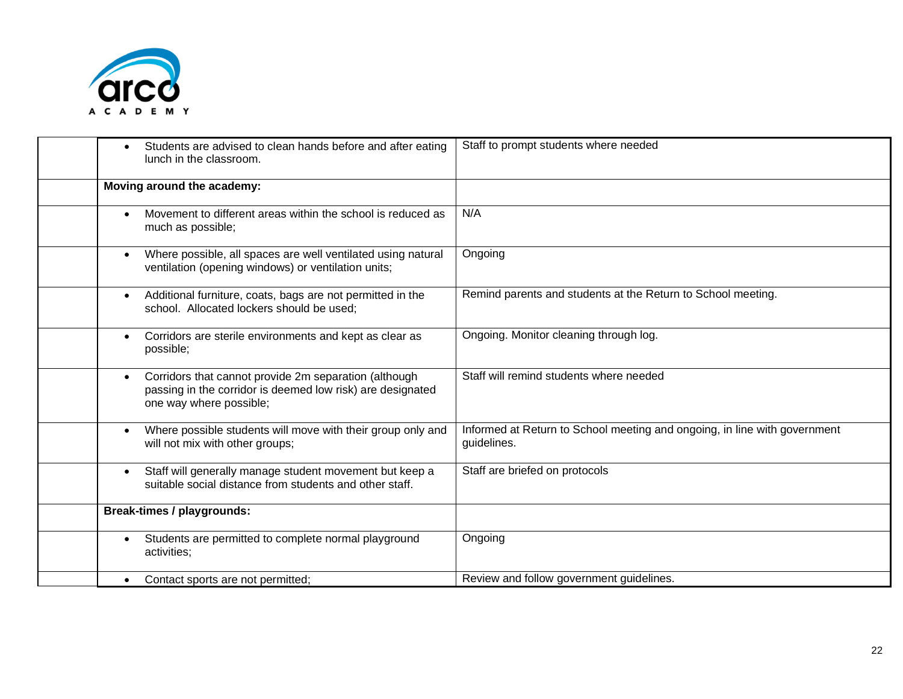| | | |
|---|---|---|
| | • Students are advised to clean hands before and after eating lunch in the classroom. | Staff to prompt students where needed |
| | **Moving around the academy:** | |
| | • Movement to different areas within the school is reduced as much as possible; | N/A |
| | • Where possible, all spaces are well ventilated using natural ventilation (opening windows) or ventilation units; | Ongoing |
| | • Additional furniture, coats, bags are not permitted in the school. Allocated lockers should be used; | Remind parents and students at the Return to School meeting. |
| | • Corridors are sterile environments and kept as clear as possible; | Ongoing. Monitor cleaning through log. |
| | • Corridors that cannot provide 2m separation (although passing in the corridor is deemed low risk) are designated one way where possible; | Staff will remind students where needed |
| | • Where possible students will move with their group only and will not mix with other groups; | Informed at Return to School meeting and ongoing, in line with government guidelines. |
| | • Staff will generally manage student movement but keep a suitable social distance from students and other staff. | Staff are briefed on protocols |
| | **Break-times / playgrounds:** | |
| | • Students are permitted to complete normal playground activities; | Ongoing |
| | • Contact sports are not permitted; | Review and follow government guidelines. |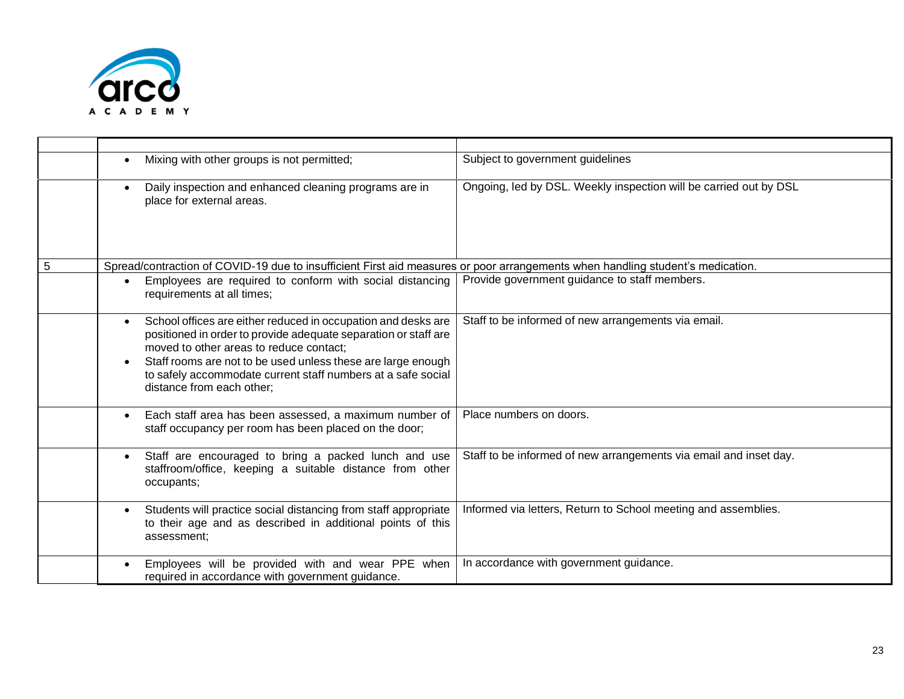| | | |
|---|---|---|
| | • Mixing with other groups is not permitted; | Subject to government guidelines |
| | • Daily inspection and enhanced cleaning programs are in place for external areas. | Ongoing, led by DSL. Weekly inspection will be carried out by DSL |
| 5 | Spread/contraction of COVID-19 due to insufficient First aid measures or poor arrangements when handling student's medication. | |
| | • Employees are required to conform with social distancing requirements at all times; | Provide government guidance to staff members. |
| | • School offices are either reduced in occupation and desks are positioned in order to provide adequate separation or staff are moved to other areas to reduce contact;<br>• Staff rooms are not to be used unless these are large enough to safely accommodate current staff numbers at a safe social distance from each other; | Staff to be informed of new arrangements via email. |
| | • Each staff area has been assessed, a maximum number of staff occupancy per room has been placed on the door; | Place numbers on doors. |
| | • Staff are encouraged to bring a packed lunch and use staffroom/office, keeping a suitable distance from other occupants; | Staff to be informed of new arrangements via email and inset day. |
| | • Students will practice social distancing from staff appropriate to their age and as described in additional points of this assessment; | Informed via letters, Return to School meeting and assemblies. |
| | • Employees will be provided with and wear PPE when required in accordance with government guidance. | In accordance with government guidance. |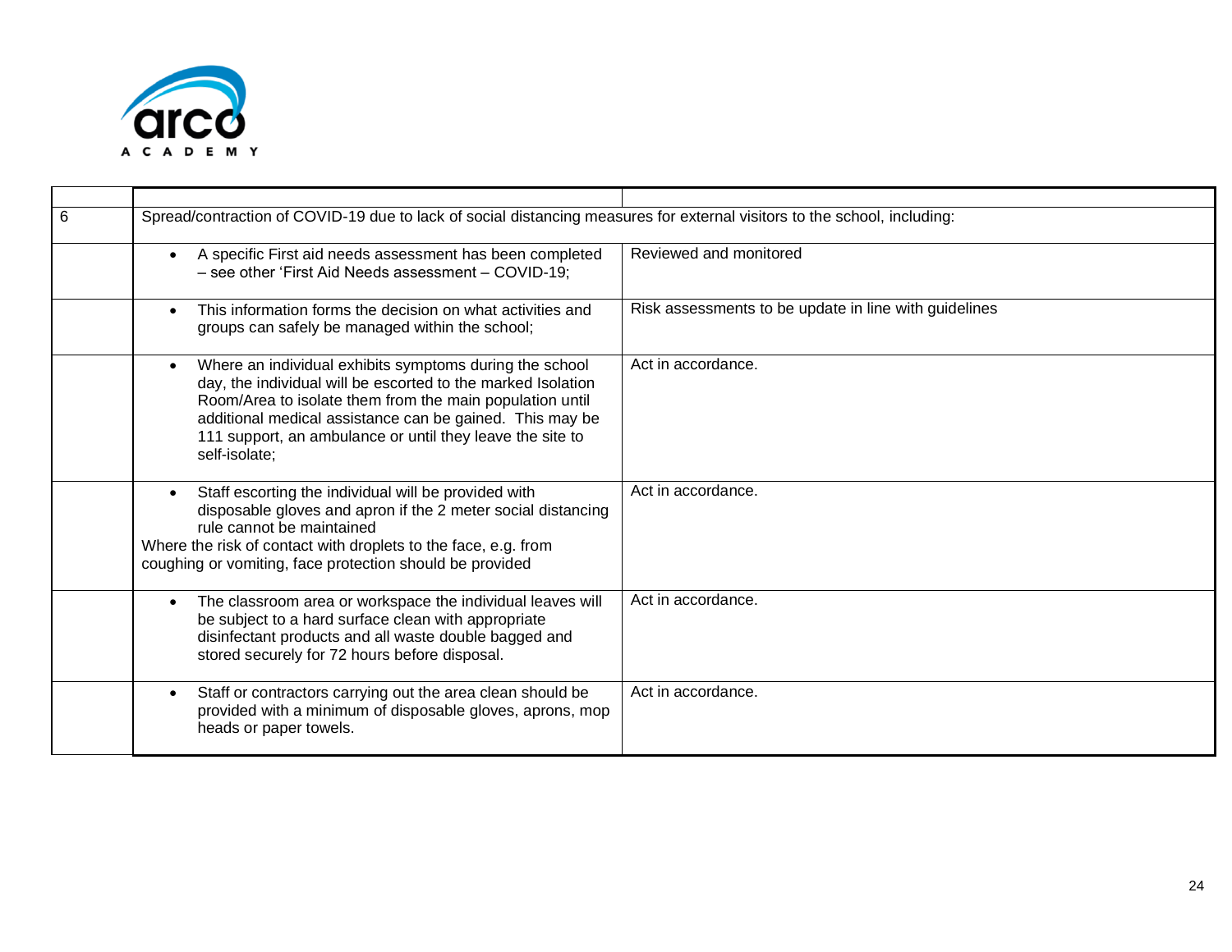| | | |
|---|---|---|
| 6 | Spread/contraction of COVID-19 due to lack of social distancing measures for external visitors to the school, including: | |
| | • A specific First aid needs assessment has been completed – see other 'First Aid Needs assessment – COVID-19; | Reviewed and monitored |
| | • This information forms the decision on what activities and groups can safely be managed within the school; | Risk assessments to be update in line with guidelines |
| | • Where an individual exhibits symptoms during the school day, the individual will be escorted to the marked Isolation Room/Area to isolate them from the main population until additional medical assistance can be gained. This may be 111 support, an ambulance or until they leave the site to self-isolate; | Act in accordance. |
| | • Staff escorting the individual will be provided with disposable gloves and apron if the 2 meter social distancing rule cannot be maintained<br>Where the risk of contact with droplets to the face, e.g. from coughing or vomiting, face protection should be provided | Act in accordance. |
| | • The classroom area or workspace the individual leaves will be subject to a hard surface clean with appropriate disinfectant products and all waste double bagged and stored securely for 72 hours before disposal. | Act in accordance. |
| | • Staff or contractors carrying out the area clean should be provided with a minimum of disposable gloves, aprons, mop heads or paper towels. | Act in accordance. |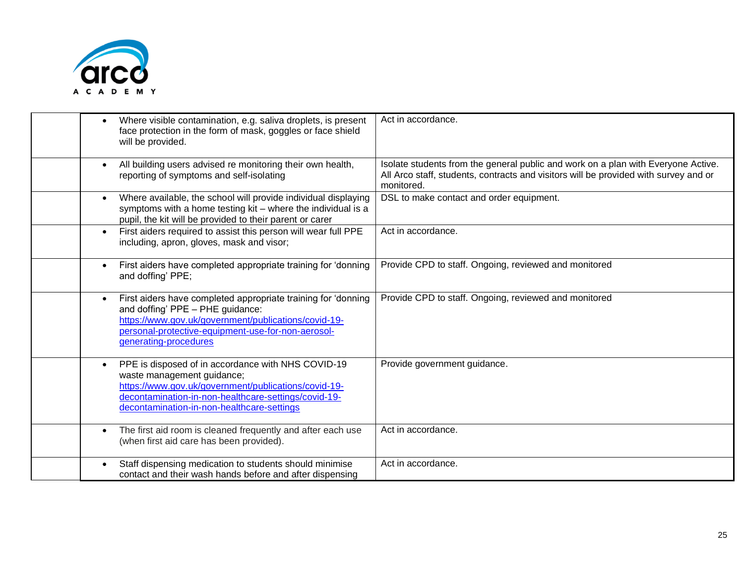| | | |
|---|---|---|
| | • Where visible contamination, e.g. saliva droplets, is present face protection in the form of mask, goggles or face shield will be provided. | Act in accordance. |
| | • All building users advised re monitoring their own health, reporting of symptoms and self-isolating | Isolate students from the general public and work on a plan with Everyone Active. All Arco staff, students, contracts and visitors will be provided with survey and or monitored. |
| | • Where available, the school will provide individual displaying symptoms with a home testing kit – where the individual is a pupil, the kit will be provided to their parent or carer | DSL to make contact and order equipment. |
| | • First aiders required to assist this person will wear full PPE including, apron, gloves, mask and visor; | Act in accordance. |
| | • First aiders have completed appropriate training for 'donning and doffing' PPE; | Provide CPD to staff. Ongoing, reviewed and monitored |
| | • First aiders have completed appropriate training for 'donning and doffing' PPE – PHE guidance: https://www.gov.uk/government/publications/covid-19-personal-protective-equipment-use-for-non-aerosol-generating-procedures | Provide CPD to staff. Ongoing, reviewed and monitored |
| | • PPE is disposed of in accordance with NHS COVID-19 waste management guidance; https://www.gov.uk/government/publications/covid-19-decontamination-in-non-healthcare-settings/covid-19-decontamination-in-non-healthcare-settings | Provide government guidance. |
| | • The first aid room is cleaned frequently and after each use (when first aid care has been provided). | Act in accordance. |
| | • Staff dispensing medication to students should minimise contact and their wash hands before and after dispensing | Act in accordance. |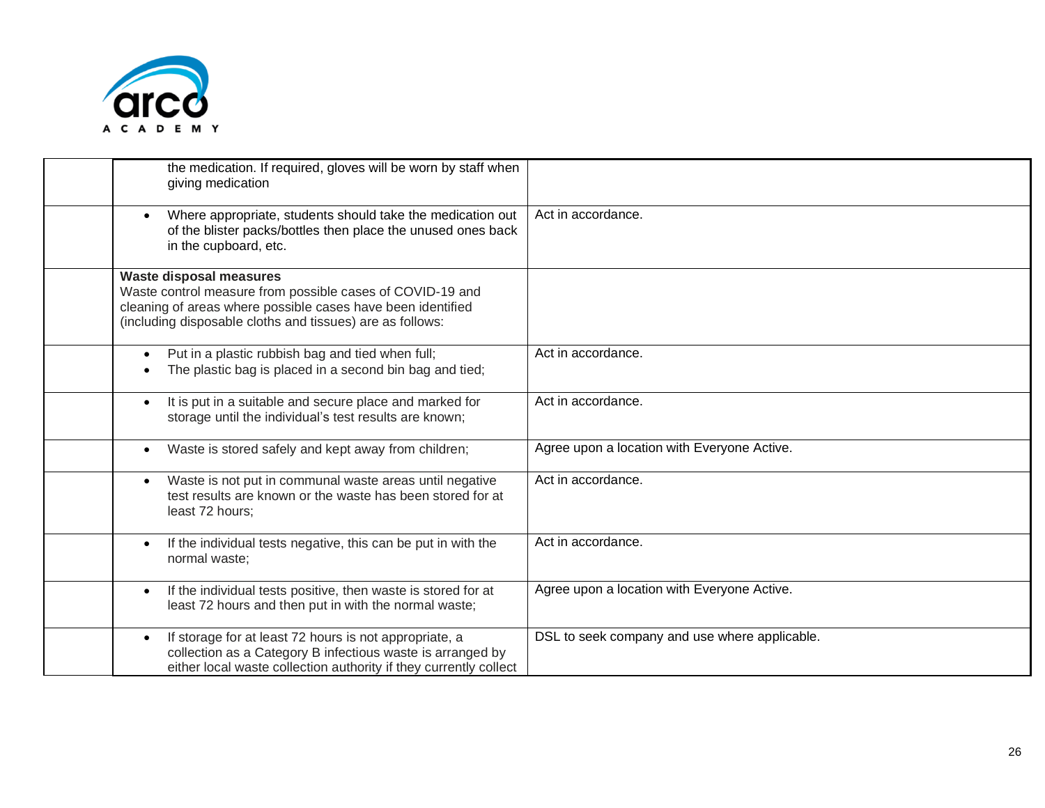| | | |
|---|---|---|
| | the medication. If required, gloves will be worn by staff when giving medication | |
| | • Where appropriate, students should take the medication out of the blister packs/bottles then place the unused ones back in the cupboard, etc. | Act in accordance. |
| | **Waste disposal measures**<br>Waste control measure from possible cases of COVID-19 and cleaning of areas where possible cases have been identified (including disposable cloths and tissues) are as follows: | |
| | • Put in a plastic rubbish bag and tied when full;<br>• The plastic bag is placed in a second bin bag and tied; | Act in accordance. |
| | • It is put in a suitable and secure place and marked for storage until the individual's test results are known; | Act in accordance. |
| | • Waste is stored safely and kept away from children; | Agree upon a location with Everyone Active. |
| | • Waste is not put in communal waste areas until negative test results are known or the waste has been stored for at least 72 hours; | Act in accordance. |
| | • If the individual tests negative, this can be put in with the normal waste; | Act in accordance. |
| | • If the individual tests positive, then waste is stored for at least 72 hours and then put in with the normal waste; | Agree upon a location with Everyone Active. |
| | • If storage for at least 72 hours is not appropriate, a collection as a Category B infectious waste is arranged by either local waste collection authority if they currently collect | DSL to seek company and use where applicable. |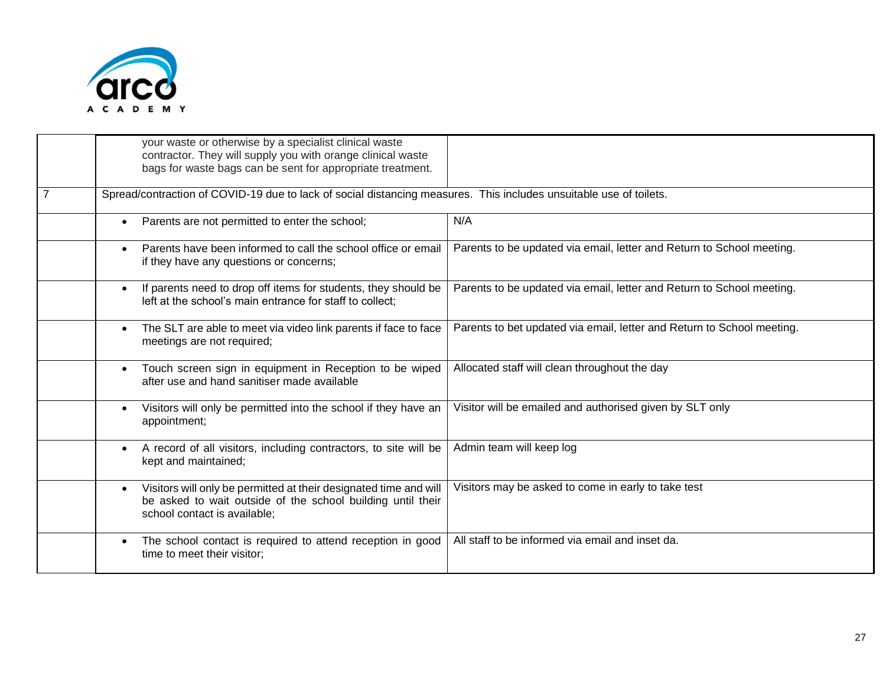|  |  |  |
|---|---|---|
|  | your waste or otherwise by a specialist clinical waste contractor. They will supply you with orange clinical waste bags for waste bags can be sent for appropriate treatment. |  |
| 7 | Spread/contraction of COVID-19 due to lack of social distancing measures. This includes unsuitable use of toilets. |  |
|  | • Parents are not permitted to enter the school; | N/A |
|  | • Parents have been informed to call the school office or email if they have any questions or concerns; | Parents to be updated via email, letter and Return to School meeting. |
|  | • If parents need to drop off items for students, they should be left at the school's main entrance for staff to collect; | Parents to be updated via email, letter and Return to School meeting. |
|  | • The SLT are able to meet via video link parents if face to face meetings are not required; | Parents to bet updated via email, letter and Return to School meeting. |
|  | • Touch screen sign in equipment in Reception to be wiped after use and hand sanitiser made available | Allocated staff will clean throughout the day |
|  | • Visitors will only be permitted into the school if they have an appointment; | Visitor will be emailed and authorised given by SLT only |
|  | • A record of all visitors, including contractors, to site will be kept and maintained; | Admin team will keep log |
|  | • Visitors will only be permitted at their designated time and will be asked to wait outside of the school building until their school contact is available; | Visitors may be asked to come in early to take test |
|  | • The school contact is required to attend reception in good time to meet their visitor; | All staff to be informed via email and inset da. |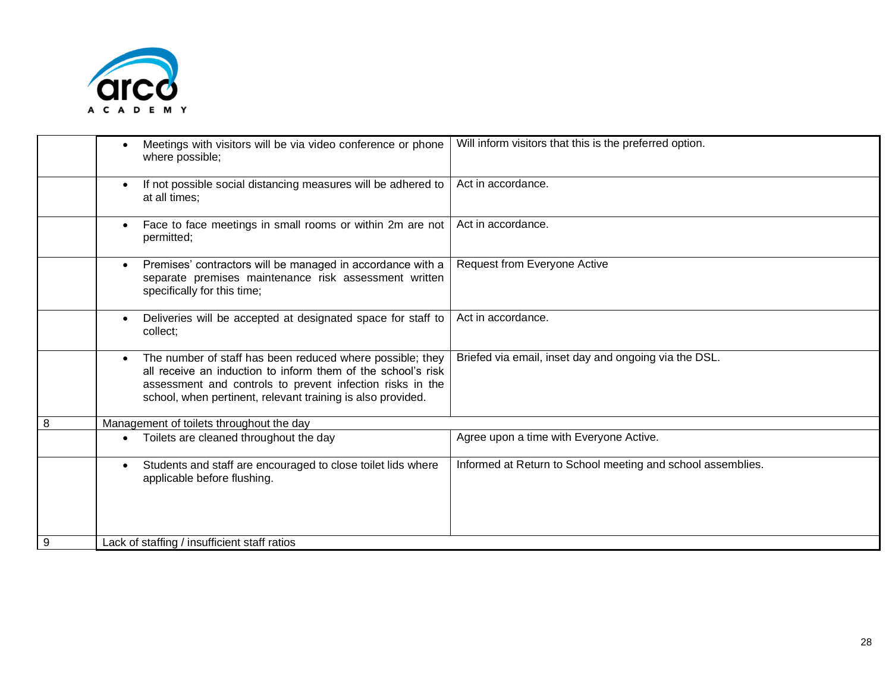| | | |
|---|---|---|
| | • Meetings with visitors will be via video conference or phone where possible; | Will inform visitors that this is the preferred option. |
| | • If not possible social distancing measures will be adhered to at all times; | Act in accordance. |
| | • Face to face meetings in small rooms or within 2m are not permitted; | Act in accordance. |
| | • Premises' contractors will be managed in accordance with a separate premises maintenance risk assessment written specifically for this time; | Request from Everyone Active |
| | • Deliveries will be accepted at designated space for staff to collect; | Act in accordance. |
| | • The number of staff has been reduced where possible; they all receive an induction to inform them of the school's risk assessment and controls to prevent infection risks in the school, when pertinent, relevant training is also provided. | Briefed via email, inset day and ongoing via the DSL. |
| 8 | Management of toilets throughout the day | |
| | • Toilets are cleaned throughout the day | Agree upon a time with Everyone Active. |
| | • Students and staff are encouraged to close toilet lids where applicable before flushing. | Informed at Return to School meeting and school assemblies. |
| 9 | Lack of staffing / insufficient staff ratios | |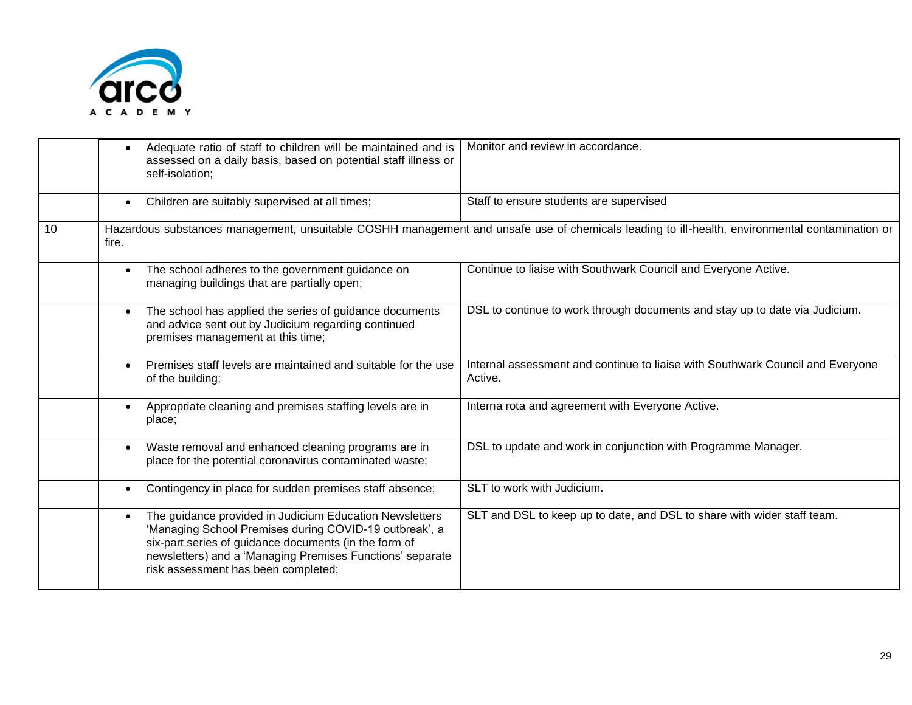| | | |
|---|---|---|
| | • Adequate ratio of staff to children will be maintained and is assessed on a daily basis, based on potential staff illness or self-isolation; | Monitor and review in accordance. |
| | • Children are suitably supervised at all times; | Staff to ensure students are supervised |
| 10 | Hazardous substances management, unsuitable COSHH management and unsafe use of chemicals leading to ill-health, environmental contamination or fire. | |
| | • The school adheres to the government guidance on managing buildings that are partially open; | Continue to liaise with Southwark Council and Everyone Active. |
| | • The school has applied the series of guidance documents and advice sent out by Judicium regarding continued premises management at this time; | DSL to continue to work through documents and stay up to date via Judicium. |
| | • Premises staff levels are maintained and suitable for the use of the building; | Internal assessment and continue to liaise with Southwark Council and Everyone Active. |
| | • Appropriate cleaning and premises staffing levels are in place; | Interna rota and agreement with Everyone Active. |
| | • Waste removal and enhanced cleaning programs are in place for the potential coronavirus contaminated waste; | DSL to update and work in conjunction with Programme Manager. |
| | • Contingency in place for sudden premises staff absence; | SLT to work with Judicium. |
| | • The guidance provided in Judicium Education Newsletters 'Managing School Premises during COVID-19 outbreak', a six-part series of guidance documents (in the form of newsletters) and a 'Managing Premises Functions' separate risk assessment has been completed; | SLT and DSL to keep up to date, and DSL to share with wider staff team. |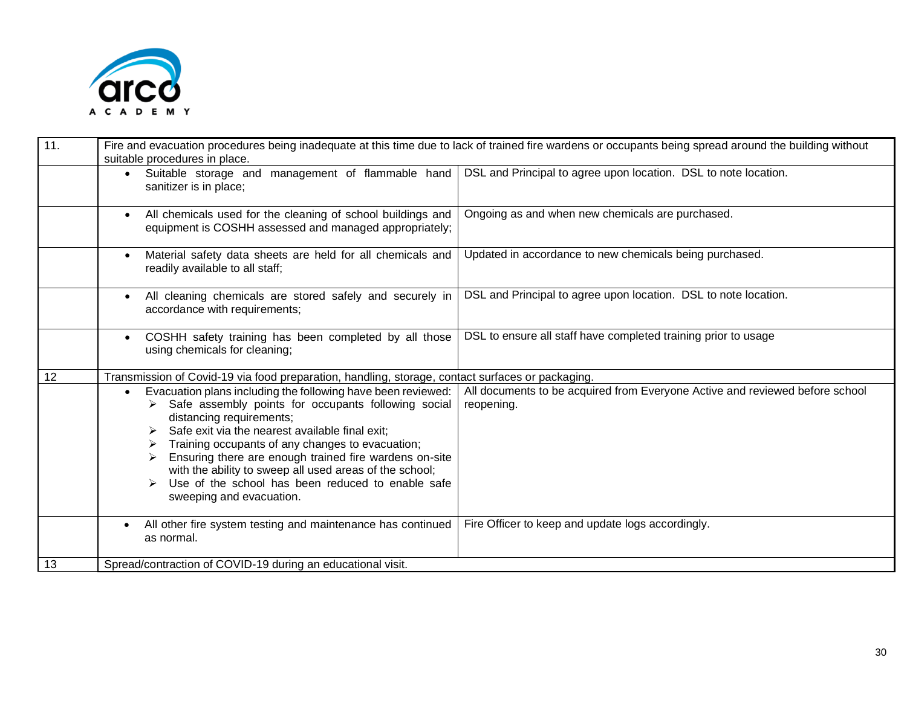| 11. | Fire and evacuation procedures being inadequate at this time due to lack of trained fire wardens or occupants being spread around the building without suitable procedures in place. | |
|---|---|---|
| | • Suitable storage and management of flammable hand sanitizer is in place; | DSL and Principal to agree upon location. DSL to note location. |
| | • All chemicals used for the cleaning of school buildings and equipment is COSHH assessed and managed appropriately; | Ongoing as and when new chemicals are purchased. |
| | • Material safety data sheets are held for all chemicals and readily available to all staff; | Updated in accordance to new chemicals being purchased. |
| | • All cleaning chemicals are stored safely and securely in accordance with requirements; | DSL and Principal to agree upon location. DSL to note location. |
| | • COSHH safety training has been completed by all those using chemicals for cleaning; | DSL to ensure all staff have completed training prior to usage |
| 12 | Transmission of Covid-19 via food preparation, handling, storage, contact surfaces or packaging. | |
| | • Evacuation plans including the following have been reviewed:<br>➢ Safe assembly points for occupants following social distancing requirements;<br>➢ Safe exit via the nearest available final exit;<br>➢ Training occupants of any changes to evacuation;<br>➢ Ensuring there are enough trained fire wardens on-site with the ability to sweep all used areas of the school;<br>➢ Use of the school has been reduced to enable safe sweeping and evacuation. | All documents to be acquired from Everyone Active and reviewed before school reopening. |
| | • All other fire system testing and maintenance has continued as normal. | Fire Officer to keep and update logs accordingly. |
| 13 | Spread/contraction of COVID-19 during an educational visit. | |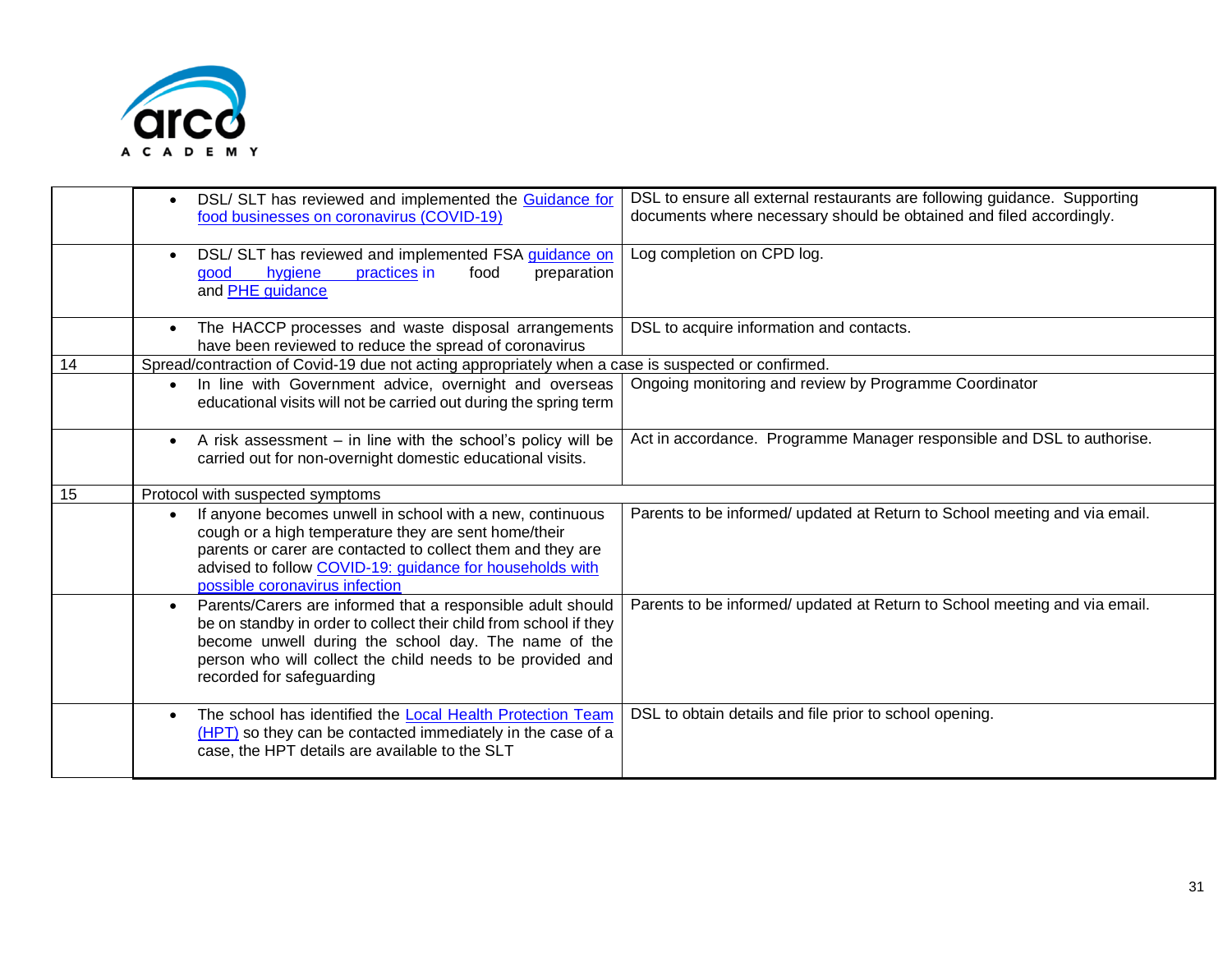| | | |
|---|---|---|
| | • DSL/ SLT has reviewed and implemented the Guidance for food businesses on coronavirus (COVID-19) | DSL to ensure all external restaurants are following guidance. Supporting documents where necessary should be obtained and filed accordingly. |
| | • DSL/ SLT has reviewed and implemented FSA guidance on good hygiene practices in food preparation and PHE guidance | Log completion on CPD log. |
| | • The HACCP processes and waste disposal arrangements have been reviewed to reduce the spread of coronavirus | DSL to acquire information and contacts. |
| 14 | Spread/contraction of Covid-19 due not acting appropriately when a case is suspected or confirmed. | |
| | • In line with Government advice, overnight and overseas educational visits will not be carried out during the spring term | Ongoing monitoring and review by Programme Coordinator |
| | • A risk assessment – in line with the school's policy will be carried out for non-overnight domestic educational visits. | Act in accordance. Programme Manager responsible and DSL to authorise. |
| 15 | Protocol with suspected symptoms | |
| | • If anyone becomes unwell in school with a new, continuous cough or a high temperature they are sent home/their parents or carer are contacted to collect them and they are advised to follow COVID-19: guidance for households with possible coronavirus infection | Parents to be informed/ updated at Return to School meeting and via email. |
| | • Parents/Carers are informed that a responsible adult should be on standby in order to collect their child from school if they become unwell during the school day. The name of the person who will collect the child needs to be provided and recorded for safeguarding | Parents to be informed/ updated at Return to School meeting and via email. |
| | • The school has identified the Local Health Protection Team (HPT) so they can be contacted immediately in the case of a case, the HPT details are available to the SLT | DSL to obtain details and file prior to school opening. |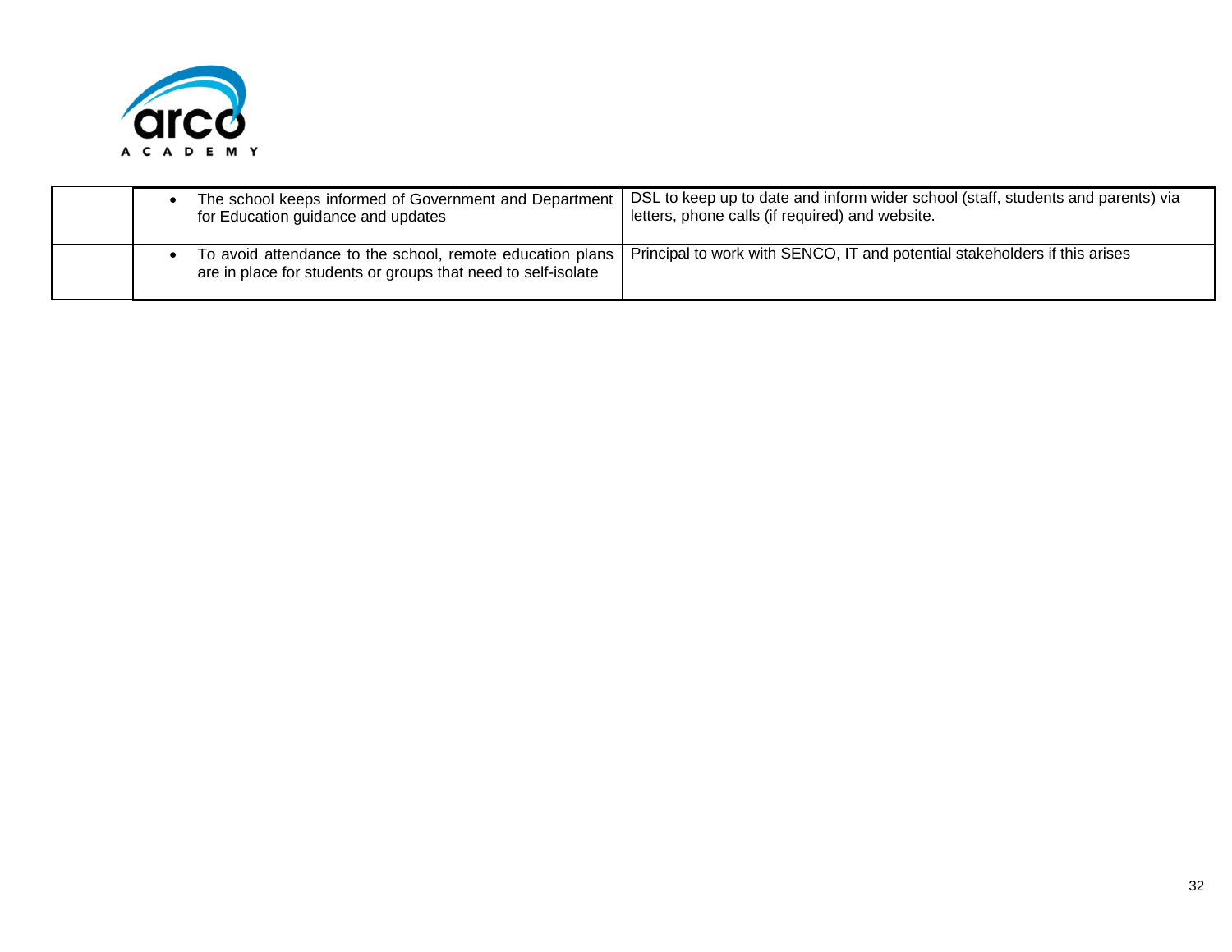| | | |
|---|---|---|
| | • The school keeps informed of Government and Department for Education guidance and updates | DSL to keep up to date and inform wider school (staff, students and parents) via letters, phone calls (if required) and website. |
| | • To avoid attendance to the school, remote education plans are in place for students or groups that need to self-isolate | Principal to work with SENCO, IT and potential stakeholders if this arises |